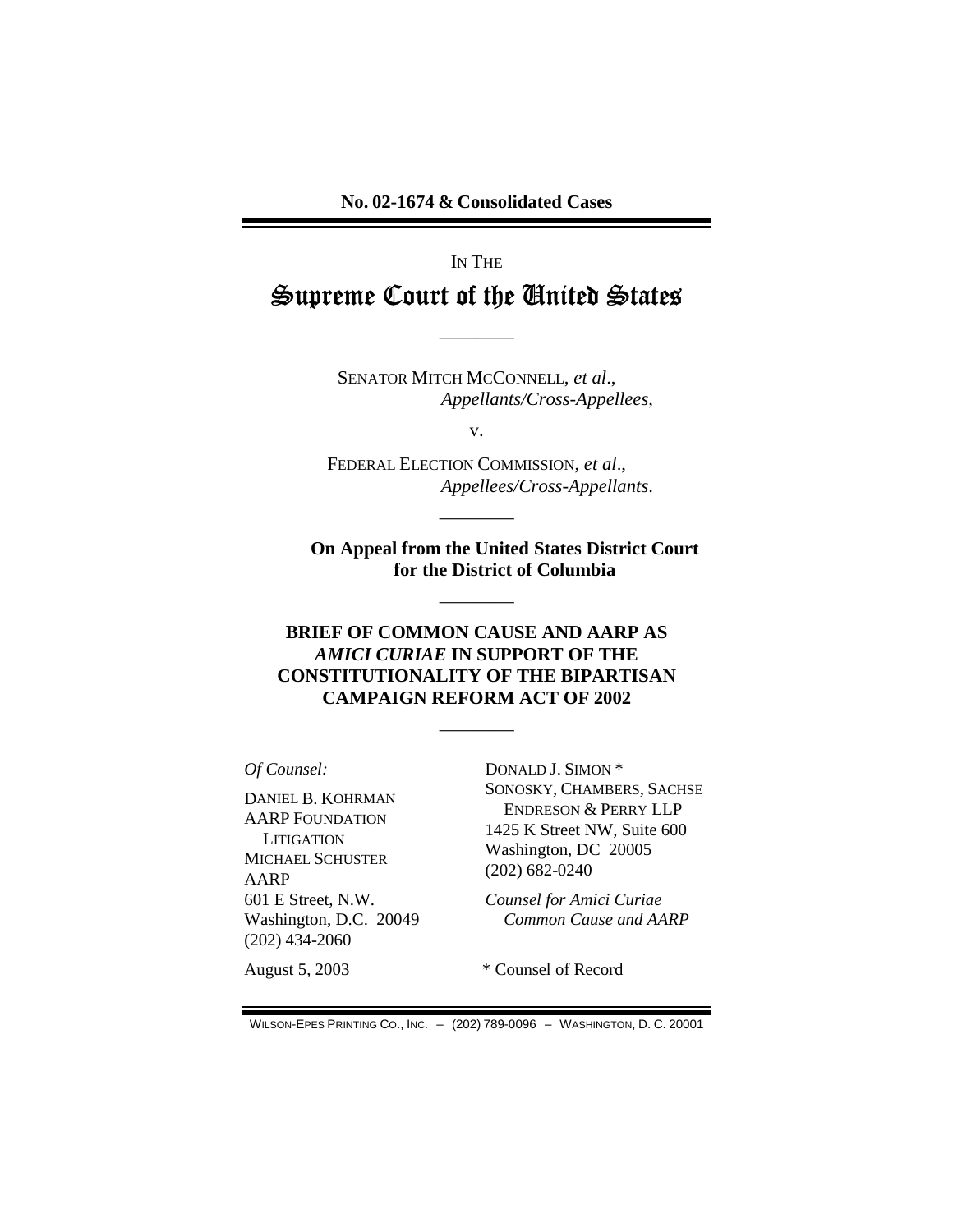No. 02-1674 & Consolidated Cases

IN THE

# Supreme Court of the United States

---

SENATOR MITCH MCCONNELL, *et al*.,
*Appellants/Cross-Appellees*,

v.

FEDERAL ELECTION COMMISSION, *et al*.,
*Appellees/Cross-Appellants*.

---

**On Appeal from the United States District Court for the District of Columbia**

---

**BRIEF OF COMMON CAUSE AND AARP AS *AMICI CURIAE* IN SUPPORT OF THE CONSTITUTIONALITY OF THE BIPARTISAN CAMPAIGN REFORM ACT OF 2002**

---

*Of Counsel:*

DANIEL B. KOHRMAN
AARP FOUNDATION LITIGATION
MICHAEL SCHUSTER
AARP
601 E Street, N.W.
Washington, D.C. 20049
(202) 434-2060

DONALD J. SIMON *
SONOSKY, CHAMBERS, SACHSE ENDRESON & PERRY LLP
1425 K Street NW, Suite 600
Washington, DC 20005
(202) 682-0240

*Counsel for Amici Curiae Common Cause and AARP*

August 5, 2003

\* Counsel of Record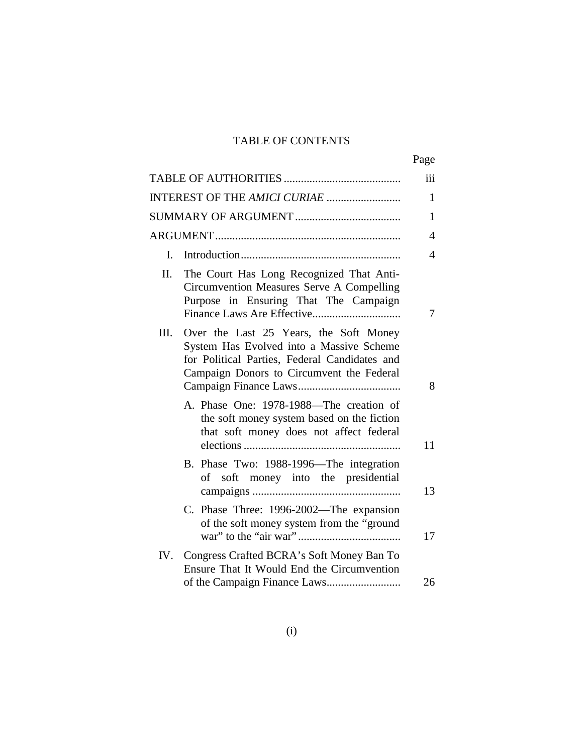# TABLE OF CONTENTS

| | Page |
|---|---|
| TABLE OF AUTHORITIES | iii |
| INTEREST OF THE *AMICI CURIAE* | 1 |
| SUMMARY OF ARGUMENT | 1 |
| ARGUMENT | 4 |
| I. Introduction | 4 |
| II. The Court Has Long Recognized That Anti-Circumvention Measures Serve A Compelling Purpose in Ensuring That The Campaign Finance Laws Are Effective | 7 |
| III. Over the Last 25 Years, the Soft Money System Has Evolved into a Massive Scheme for Political Parties, Federal Candidates and Campaign Donors to Circumvent the Federal Campaign Finance Laws | 8 |
| A. Phase One: 1978-1988—The creation of the soft money system based on the fiction that soft money does not affect federal elections | 11 |
| B. Phase Two: 1988-1996—The integration of soft money into the presidential campaigns | 13 |
| C. Phase Three: 1996-2002—The expansion of the soft money system from the "ground war" to the "air war" | 17 |
| IV. Congress Crafted BCRA's Soft Money Ban To Ensure That It Would End the Circumvention of the Campaign Finance Laws | 26 |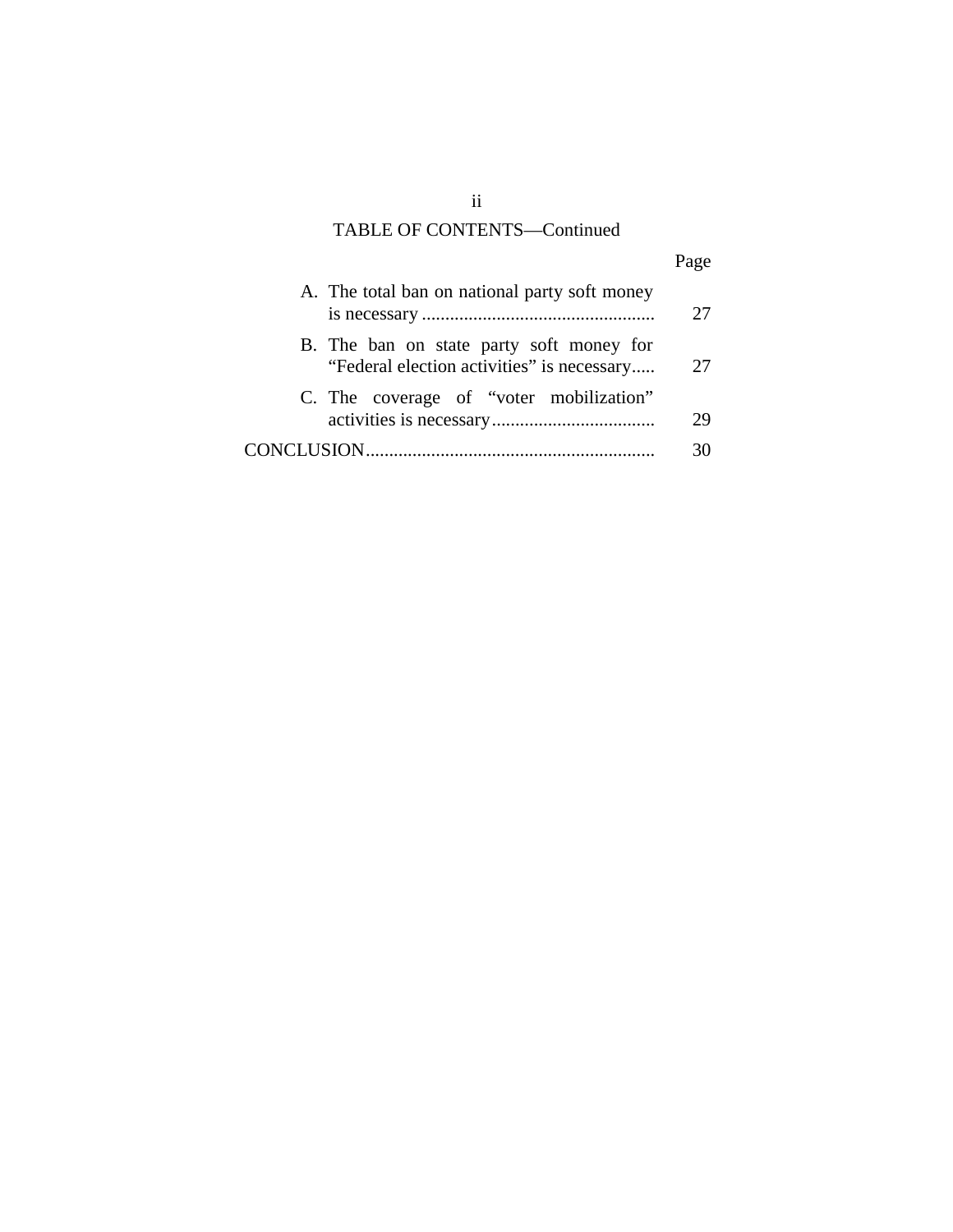## TABLE OF CONTENTS—Continued

| | Page |
|---|---|
| A. The total ban on national party soft money is necessary | 27 |
| B. The ban on state party soft money for "Federal election activities" is necessary | 27 |
| C. The coverage of "voter mobilization" activities is necessary | 29 |
| CONCLUSION | 30 |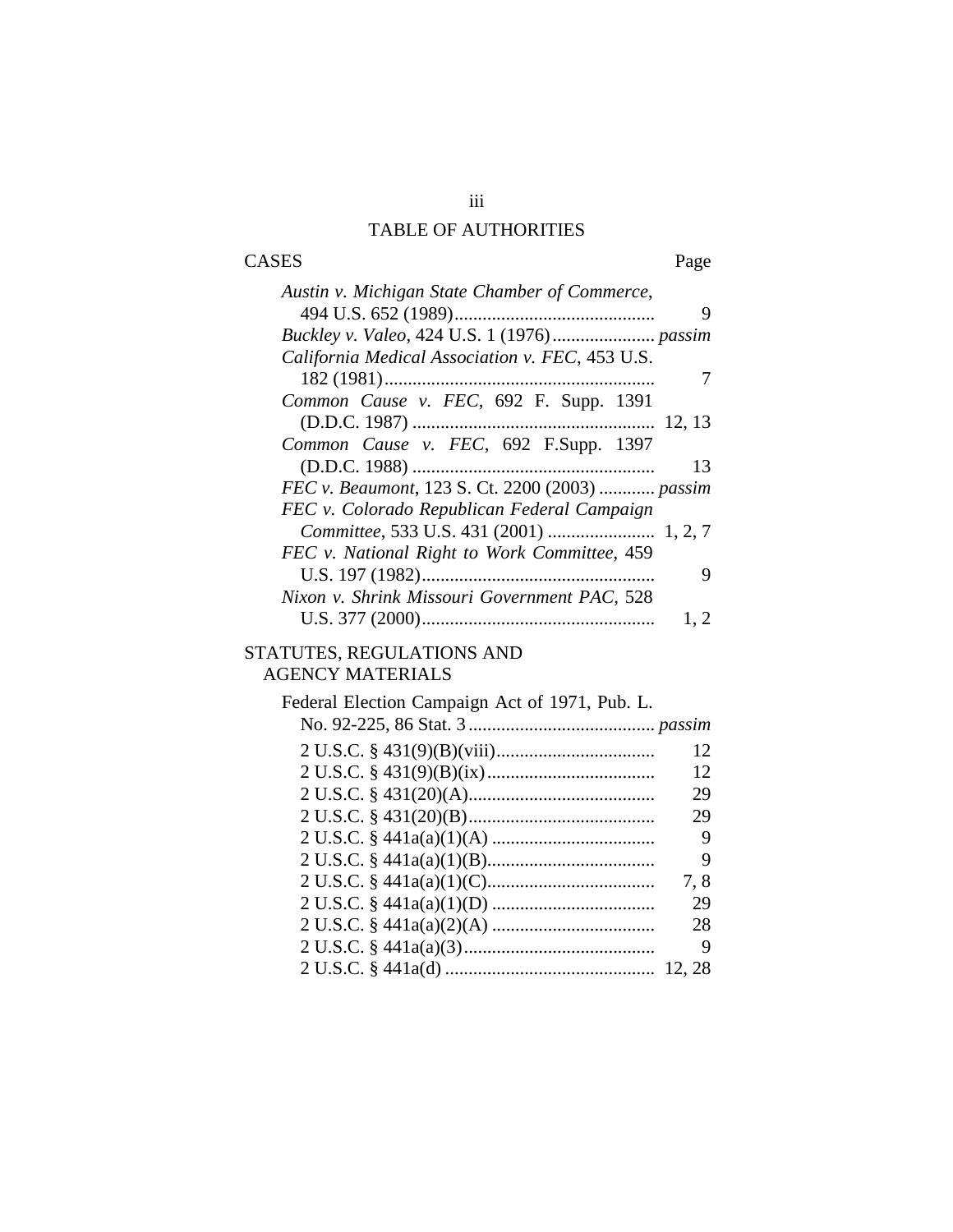# TABLE OF AUTHORITIES

| CASES | Page |
|---|---|
| *Austin v. Michigan State Chamber of Commerce*, 494 U.S. 652 (1989) | 9 |
| *Buckley v. Valeo*, 424 U.S. 1 (1976) | *passim* |
| *California Medical Association v. FEC*, 453 U.S. 182 (1981) | 7 |
| *Common Cause v. FEC*, 692 F. Supp. 1391 (D.D.C. 1987) | 12, 13 |
| *Common Cause v. FEC*, 692 F.Supp. 1397 (D.D.C. 1988) | 13 |
| *FEC v. Beaumont*, 123 S. Ct. 2200 (2003) | *passim* |
| *FEC v. Colorado Republican Federal Campaign Committee*, 533 U.S. 431 (2001) | 1, 2, 7 |
| *FEC v. National Right to Work Committee*, 459 U.S. 197 (1982) | 9 |
| *Nixon v. Shrink Missouri Government PAC*, 528 U.S. 377 (2000) | 1, 2 |

| STATUTES, REGULATIONS AND AGENCY MATERIALS | |
|---|---|
| Federal Election Campaign Act of 1971, Pub. L. No. 92-225, 86 Stat. 3 | *passim* |
| 2 U.S.C. § 431(9)(B)(viii) | 12 |
| 2 U.S.C. § 431(9)(B)(ix) | 12 |
| 2 U.S.C. § 431(20)(A) | 29 |
| 2 U.S.C. § 431(20)(B) | 29 |
| 2 U.S.C. § 441a(a)(1)(A) | 9 |
| 2 U.S.C. § 441a(a)(1)(B) | 9 |
| 2 U.S.C. § 441a(a)(1)(C) | 7, 8 |
| 2 U.S.C. § 441a(a)(1)(D) | 29 |
| 2 U.S.C. § 441a(a)(2)(A) | 28 |
| 2 U.S.C. § 441a(a)(3) | 9 |
| 2 U.S.C. § 441a(d) | 12, 28 |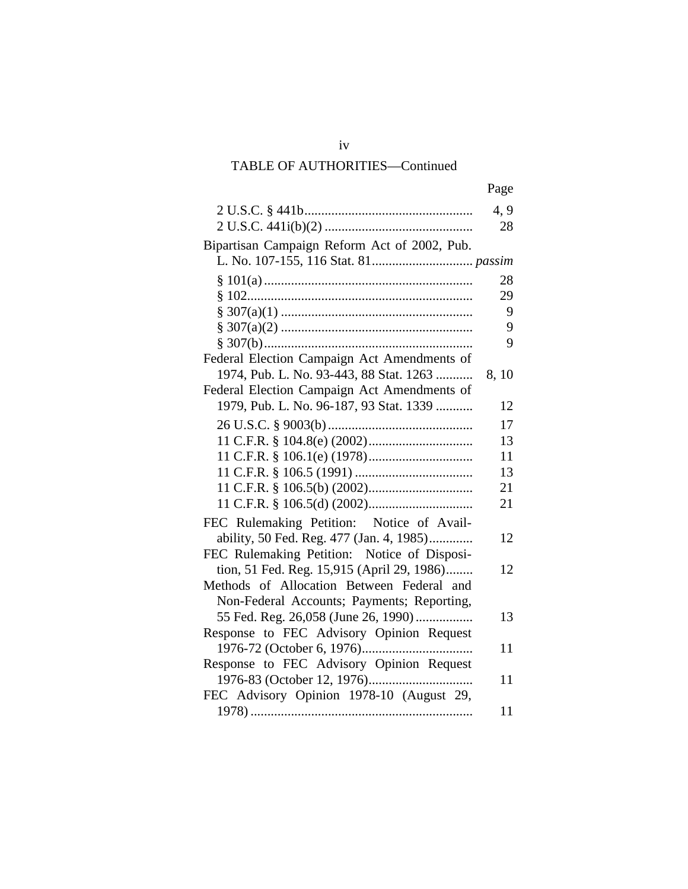TABLE OF AUTHORITIES—Continued

| | Page |
|---|---|
| 2 U.S.C. § 441b | 4, 9 |
| 2 U.S.C. 441i(b)(2) | 28 |
| Bipartisan Campaign Reform Act of 2002, Pub. L. No. 107-155, 116 Stat. 81 | *passim* |
| § 101(a) | 28 |
| § 102 | 29 |
| § 307(a)(1) | 9 |
| § 307(a)(2) | 9 |
| § 307(b) | 9 |
| Federal Election Campaign Act Amendments of 1974, Pub. L. No. 93-443, 88 Stat. 1263 | 8, 10 |
| Federal Election Campaign Act Amendments of 1979, Pub. L. No. 96-187, 93 Stat. 1339 | 12 |
| 26 U.S.C. § 9003(b) | 17 |
| 11 C.F.R. § 104.8(e) (2002) | 13 |
| 11 C.F.R. § 106.1(e) (1978) | 11 |
| 11 C.F.R. § 106.5 (1991) | 13 |
| 11 C.F.R. § 106.5(b) (2002) | 21 |
| 11 C.F.R. § 106.5(d) (2002) | 21 |
| FEC Rulemaking Petition: Notice of Availability, 50 Fed. Reg. 477 (Jan. 4, 1985) | 12 |
| FEC Rulemaking Petition: Notice of Disposition, 51 Fed. Reg. 15,915 (April 29, 1986) | 12 |
| Methods of Allocation Between Federal and Non-Federal Accounts; Payments; Reporting, 55 Fed. Reg. 26,058 (June 26, 1990) | 13 |
| Response to FEC Advisory Opinion Request 1976-72 (October 6, 1976) | 11 |
| Response to FEC Advisory Opinion Request 1976-83 (October 12, 1976) | 11 |
| FEC Advisory Opinion 1978-10 (August 29, 1978) | 11 |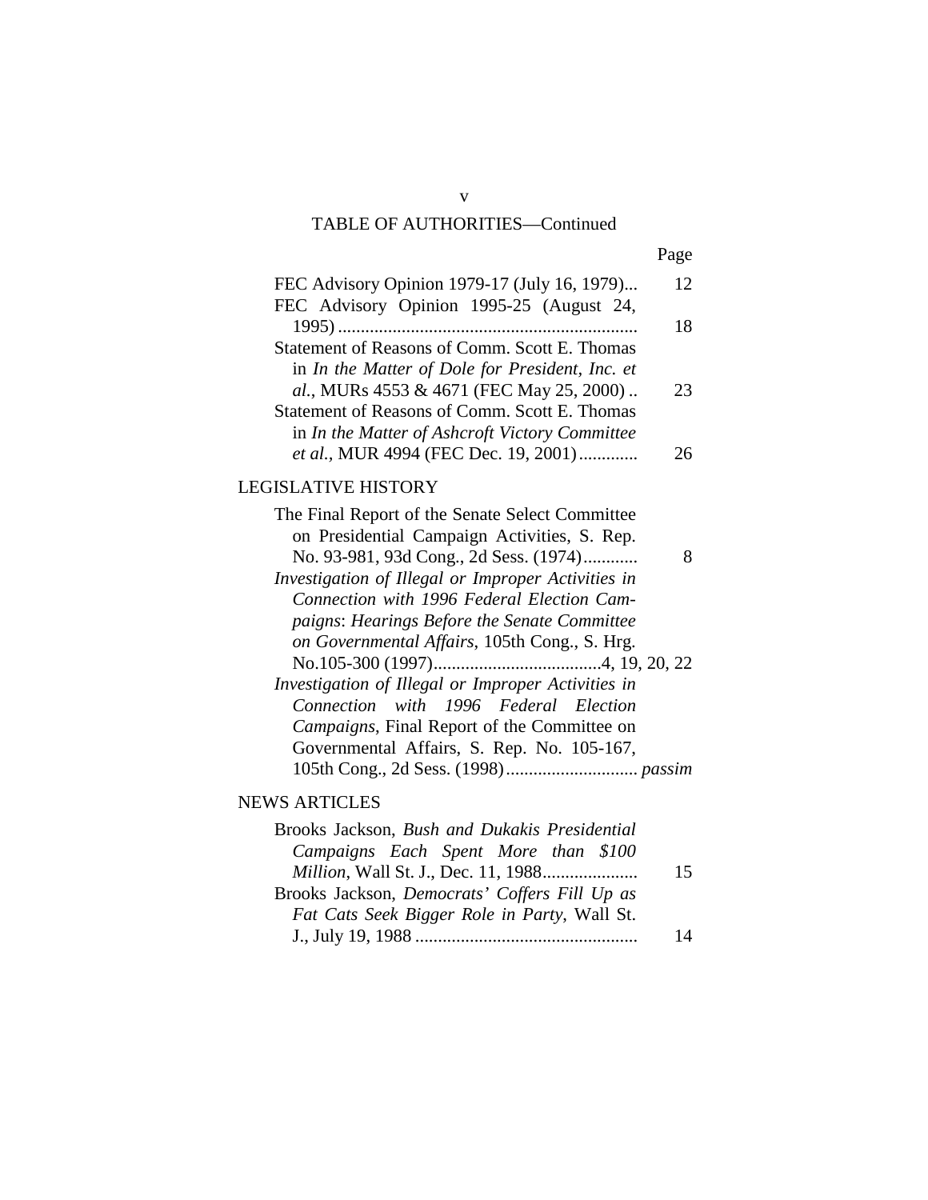TABLE OF AUTHORITIES—Continued

Page

FEC Advisory Opinion 1979-17 (July 16, 1979)... 12

FEC Advisory Opinion 1995-25 (August 24, 1995) .................................................................. 18

Statement of Reasons of Comm. Scott E. Thomas in *In the Matter of Dole for President, Inc. et al.*, MURs 4553 & 4671 (FEC May 25, 2000) .. 23

Statement of Reasons of Comm. Scott E. Thomas in *In the Matter of Ashcroft Victory Committee et al.*, MUR 4994 (FEC Dec. 19, 2001)............. 26

## LEGISLATIVE HISTORY

The Final Report of the Senate Select Committee on Presidential Campaign Activities, S. Rep. No. 93-981, 93d Cong., 2d Sess. (1974)............ 8

*Investigation of Illegal or Improper Activities in Connection with 1996 Federal Election Campaigns*: *Hearings Before the Senate Committee on Governmental Affairs*, 105th Cong., S. Hrg. No.105-300 (1997).....................................4, 19, 20, 22

*Investigation of Illegal or Improper Activities in Connection with 1996 Federal Election Campaigns*, Final Report of the Committee on Governmental Affairs, S. Rep. No. 105-167, 105th Cong., 2d Sess. (1998)............................. *passim*

## NEWS ARTICLES

Brooks Jackson, *Bush and Dukakis Presidential Campaigns Each Spent More than $100 Million*, Wall St. J., Dec. 11, 1988..................... 15

Brooks Jackson, *Democrats' Coffers Fill Up as Fat Cats Seek Bigger Role in Party*, Wall St. J., July 19, 1988 ................................................. 14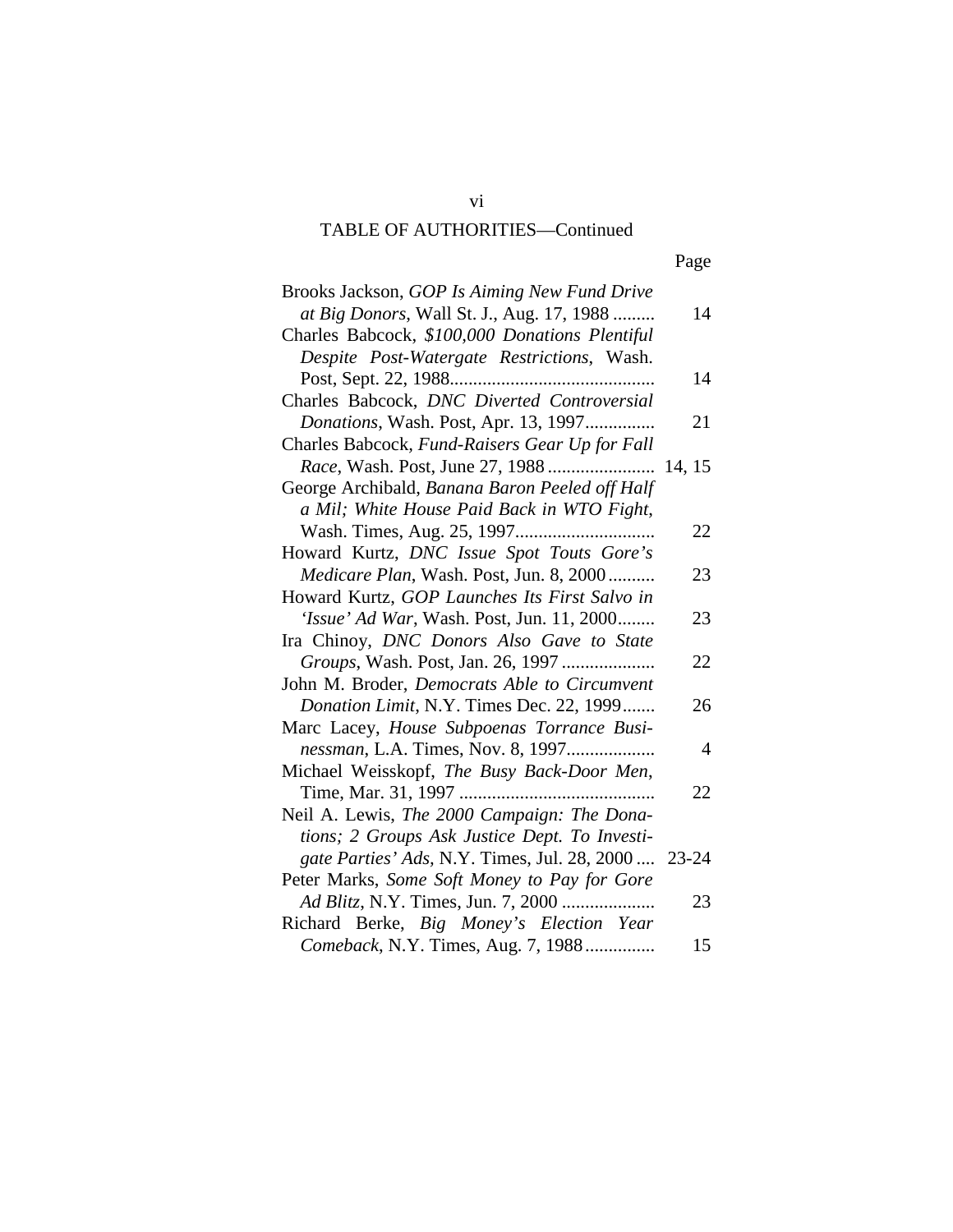## TABLE OF AUTHORITIES—Continued

| | Page |
|---|---|
| Brooks Jackson, *GOP Is Aiming New Fund Drive at Big Donors*, Wall St. J., Aug. 17, 1988 | 14 |
| Charles Babcock, *$100,000 Donations Plentiful Despite Post-Watergate Restrictions*, Wash. Post, Sept. 22, 1988 | 14 |
| Charles Babcock, *DNC Diverted Controversial Donations*, Wash. Post, Apr. 13, 1997 | 21 |
| Charles Babcock, *Fund-Raisers Gear Up for Fall Race*, Wash. Post, June 27, 1988 | 14, 15 |
| George Archibald, *Banana Baron Peeled off Half a Mil; White House Paid Back in WTO Fight*, Wash. Times, Aug. 25, 1997 | 22 |
| Howard Kurtz, *DNC Issue Spot Touts Gore's Medicare Plan*, Wash. Post, Jun. 8, 2000 | 23 |
| Howard Kurtz, *GOP Launches Its First Salvo in 'Issue' Ad War*, Wash. Post, Jun. 11, 2000 | 23 |
| Ira Chinoy, *DNC Donors Also Gave to State Groups*, Wash. Post, Jan. 26, 1997 | 22 |
| John M. Broder, *Democrats Able to Circumvent Donation Limit*, N.Y. Times Dec. 22, 1999 | 26 |
| Marc Lacey, *House Subpoenas Torrance Businessman*, L.A. Times, Nov. 8, 1997 | 4 |
| Michael Weisskopf, *The Busy Back-Door Men*, Time, Mar. 31, 1997 | 22 |
| Neil A. Lewis, *The 2000 Campaign: The Donations; 2 Groups Ask Justice Dept. To Investigate Parties' Ads*, N.Y. Times, Jul. 28, 2000 | 23-24 |
| Peter Marks, *Some Soft Money to Pay for Gore Ad Blitz*, N.Y. Times, Jun. 7, 2000 | 23 |
| Richard Berke, *Big Money's Election Year Comeback*, N.Y. Times, Aug. 7, 1988 | 15 |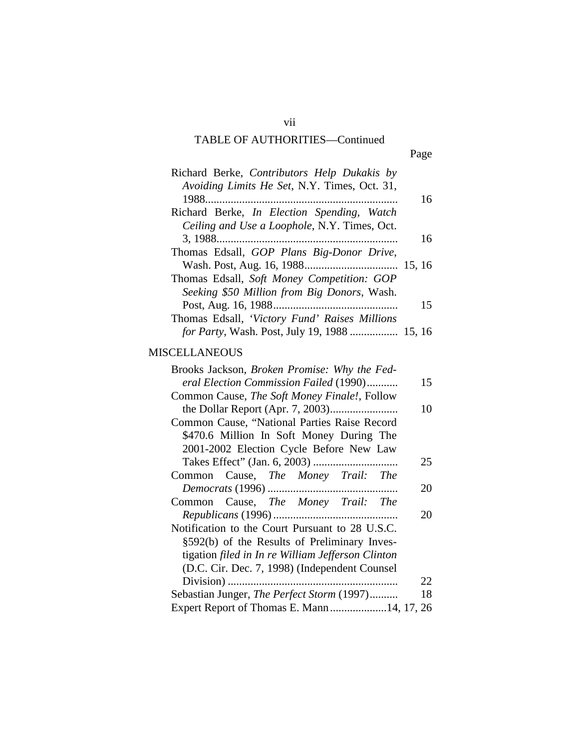## TABLE OF AUTHORITIES—Continued

| | Page |
|---|---|
| Richard Berke, *Contributors Help Dukakis by Avoiding Limits He Set*, N.Y. Times, Oct. 31, 1988 | 16 |
| Richard Berke, *In Election Spending, Watch Ceiling and Use a Loophole*, N.Y. Times, Oct. 3, 1988 | 16 |
| Thomas Edsall, *GOP Plans Big-Donor Drive*, Wash. Post, Aug. 16, 1988 | 15, 16 |
| Thomas Edsall, *Soft Money Competition: GOP Seeking $50 Million from Big Donors*, Wash. Post, Aug. 16, 1988 | 15 |
| Thomas Edsall, *'Victory Fund' Raises Millions for Party*, Wash. Post, July 19, 1988 | 15, 16 |

### MISCELLANEOUS

| | |
|---|---|
| Brooks Jackson, *Broken Promise: Why the Federal Election Commission Failed* (1990) | 15 |
| Common Cause, *The Soft Money Finale!*, Follow the Dollar Report (Apr. 7, 2003) | 10 |
| Common Cause, "National Parties Raise Record $470.6 Million In Soft Money During The 2001-2002 Election Cycle Before New Law Takes Effect" (Jan. 6, 2003) | 25 |
| Common Cause, *The Money Trail: The Democrats* (1996) | 20 |
| Common Cause, *The Money Trail: The Republicans* (1996) | 20 |
| Notification to the Court Pursuant to 28 U.S.C. §592(b) of the Results of Preliminary Investigation *filed in In re William Jefferson Clinton* (D.C. Cir. Dec. 7, 1998) (Independent Counsel Division) | 22 |
| Sebastian Junger, *The Perfect Storm* (1997) | 18 |
| Expert Report of Thomas E. Mann | 14, 17, 26 |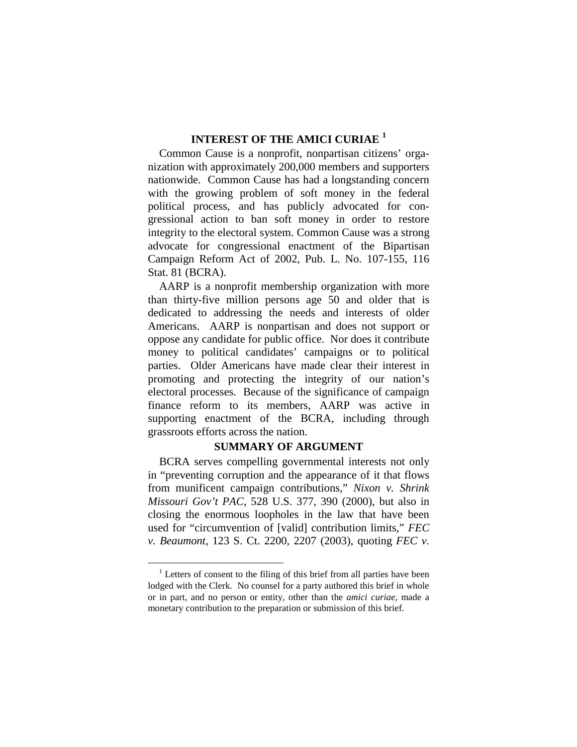## INTEREST OF THE AMICI CURIAE [1]

Common Cause is a nonprofit, nonpartisan citizens' organization with approximately 200,000 members and supporters nationwide. Common Cause has had a longstanding concern with the growing problem of soft money in the federal political process, and has publicly advocated for congressional action to ban soft money in order to restore integrity to the electoral system. Common Cause was a strong advocate for congressional enactment of the Bipartisan Campaign Reform Act of 2002, Pub. L. No. 107-155, 116 Stat. 81 (BCRA).

AARP is a nonprofit membership organization with more than thirty-five million persons age 50 and older that is dedicated to addressing the needs and interests of older Americans. AARP is nonpartisan and does not support or oppose any candidate for public office. Nor does it contribute money to political candidates' campaigns or to political parties. Older Americans have made clear their interest in promoting and protecting the integrity of our nation's electoral processes. Because of the significance of campaign finance reform to its members, AARP was active in supporting enactment of the BCRA, including through grassroots efforts across the nation.

## SUMMARY OF ARGUMENT

BCRA serves compelling governmental interests not only in "preventing corruption and the appearance of it that flows from munificent campaign contributions," *Nixon v. Shrink Missouri Gov't PAC*, 528 U.S. 377, 390 (2000), but also in closing the enormous loopholes in the law that have been used for "circumvention of [valid] contribution limits," *FEC v. Beaumont*, 123 S. Ct. 2200, 2207 (2003), quoting *FEC v.*

---

[1] Letters of consent to the filing of this brief from all parties have been lodged with the Clerk. No counsel for a party authored this brief in whole or in part, and no person or entity, other than the *amici curiae*, made a monetary contribution to the preparation or submission of this brief.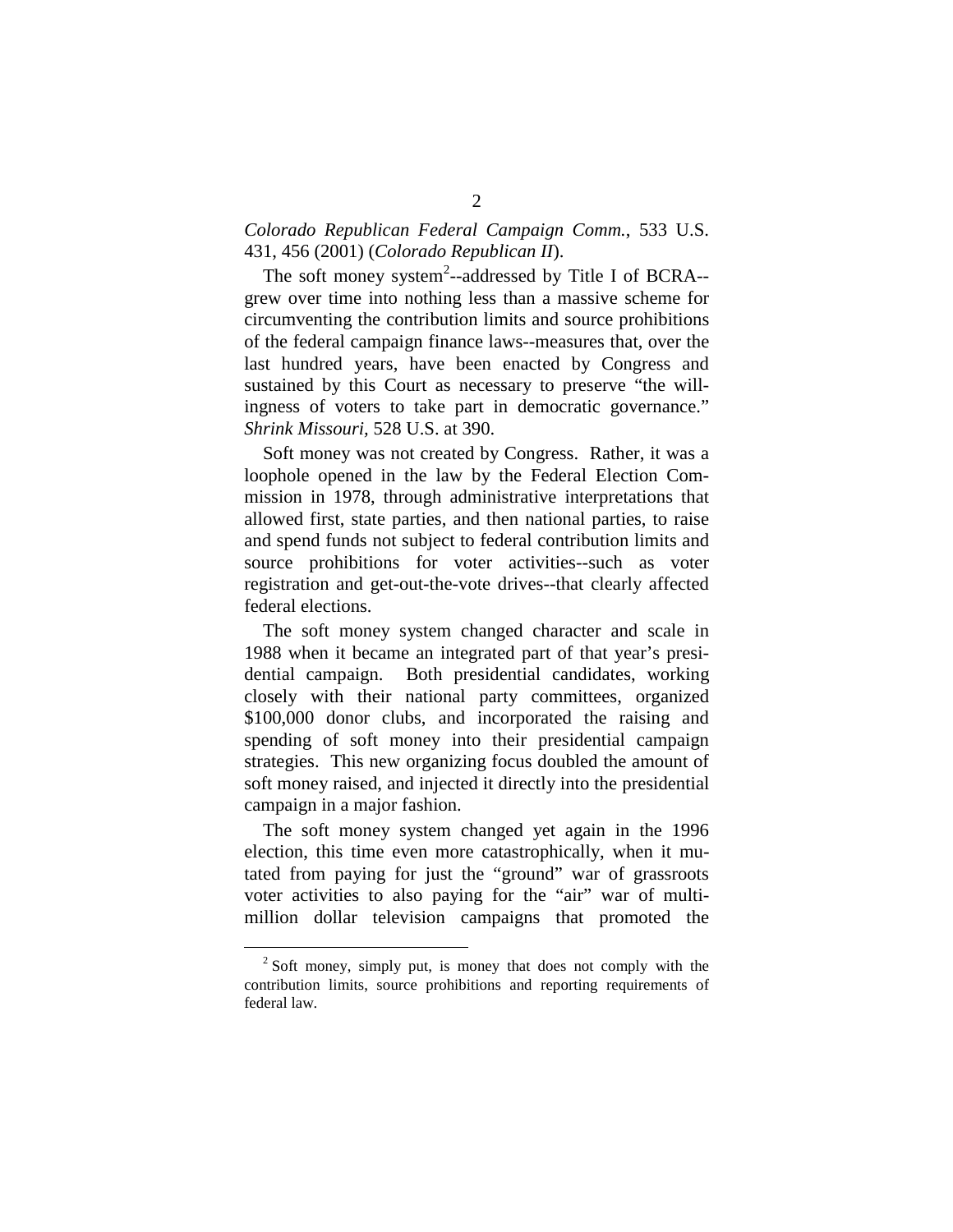*Colorado Republican Federal Campaign Comm.*, 533 U.S. 431, 456 (2001) (*Colorado Republican II*).

The soft money system[2]--addressed by Title I of BCRA--grew over time into nothing less than a massive scheme for circumventing the contribution limits and source prohibitions of the federal campaign finance laws--measures that, over the last hundred years, have been enacted by Congress and sustained by this Court as necessary to preserve "the willingness of voters to take part in democratic governance." *Shrink Missouri*, 528 U.S. at 390.

Soft money was not created by Congress. Rather, it was a loophole opened in the law by the Federal Election Commission in 1978, through administrative interpretations that allowed first, state parties, and then national parties, to raise and spend funds not subject to federal contribution limits and source prohibitions for voter activities--such as voter registration and get-out-the-vote drives--that clearly affected federal elections.

The soft money system changed character and scale in 1988 when it became an integrated part of that year's presidential campaign. Both presidential candidates, working closely with their national party committees, organized $100,000 donor clubs, and incorporated the raising and spending of soft money into their presidential campaign strategies. This new organizing focus doubled the amount of soft money raised, and injected it directly into the presidential campaign in a major fashion.

The soft money system changed yet again in the 1996 election, this time even more catastrophically, when it mutated from paying for just the "ground" war of grassroots voter activities to also paying for the "air" war of multi-million dollar television campaigns that promoted the

[2] Soft money, simply put, is money that does not comply with the contribution limits, source prohibitions and reporting requirements of federal law.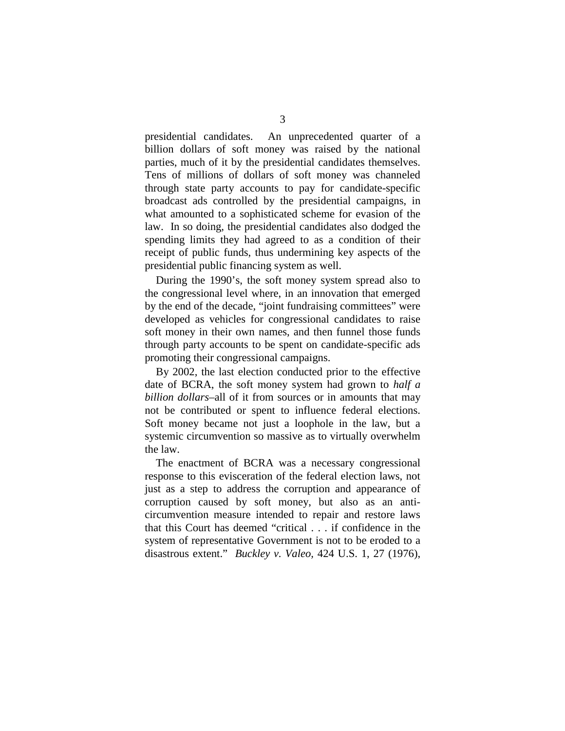presidential candidates. An unprecedented quarter of a billion dollars of soft money was raised by the national parties, much of it by the presidential candidates themselves. Tens of millions of dollars of soft money was channeled through state party accounts to pay for candidate-specific broadcast ads controlled by the presidential campaigns, in what amounted to a sophisticated scheme for evasion of the law. In so doing, the presidential candidates also dodged the spending limits they had agreed to as a condition of their receipt of public funds, thus undermining key aspects of the presidential public financing system as well.

During the 1990's, the soft money system spread also to the congressional level where, in an innovation that emerged by the end of the decade, "joint fundraising committees" were developed as vehicles for congressional candidates to raise soft money in their own names, and then funnel those funds through party accounts to be spent on candidate-specific ads promoting their congressional campaigns.

By 2002, the last election conducted prior to the effective date of BCRA, the soft money system had grown to *half a billion dollars*–all of it from sources or in amounts that may not be contributed or spent to influence federal elections. Soft money became not just a loophole in the law, but a systemic circumvention so massive as to virtually overwhelm the law.

The enactment of BCRA was a necessary congressional response to this evisceration of the federal election laws, not just as a step to address the corruption and appearance of corruption caused by soft money, but also as an anti-circumvention measure intended to repair and restore laws that this Court has deemed "critical . . . if confidence in the system of representative Government is not to be eroded to a disastrous extent." *Buckley v. Valeo*, 424 U.S. 1, 27 (1976),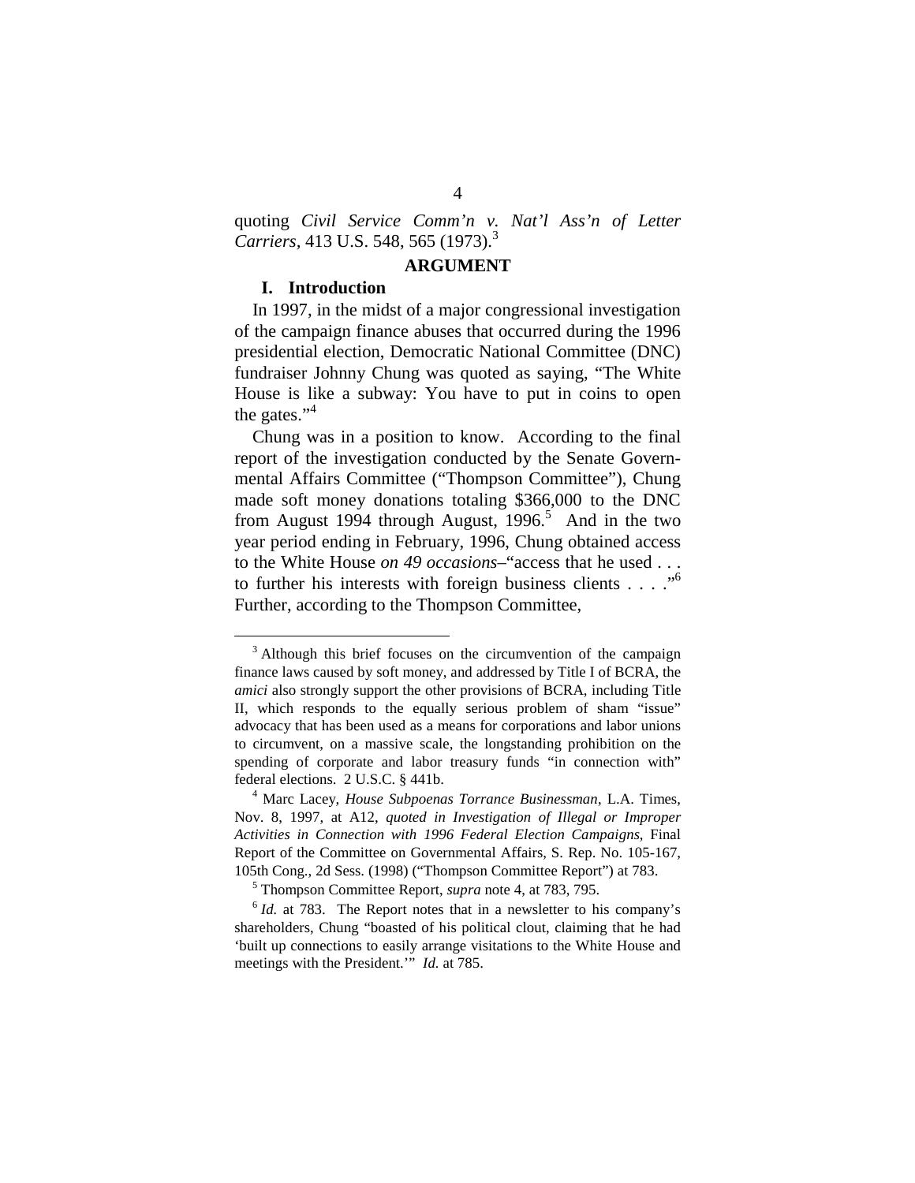quoting *Civil Service Comm'n v. Nat'l Ass'n of Letter Carriers*, 413 U.S. 548, 565 (1973).[3]

## ARGUMENT

### I. Introduction

In 1997, in the midst of a major congressional investigation of the campaign finance abuses that occurred during the 1996 presidential election, Democratic National Committee (DNC) fundraiser Johnny Chung was quoted as saying, "The White House is like a subway: You have to put in coins to open the gates."[4]

Chung was in a position to know. According to the final report of the investigation conducted by the Senate Governmental Affairs Committee ("Thompson Committee"), Chung made soft money donations totaling $366,000 to the DNC from August 1994 through August, 1996.[5] And in the two year period ending in February, 1996, Chung obtained access to the White House *on 49 occasions*–"access that he used . . . to further his interests with foreign business clients . . . ."[6] Further, according to the Thompson Committee,

---

[3] Although this brief focuses on the circumvention of the campaign finance laws caused by soft money, and addressed by Title I of BCRA, the *amici* also strongly support the other provisions of BCRA, including Title II, which responds to the equally serious problem of sham "issue" advocacy that has been used as a means for corporations and labor unions to circumvent, on a massive scale, the longstanding prohibition on the spending of corporate and labor treasury funds "in connection with" federal elections. 2 U.S.C. § 441b.

[4] Marc Lacey, *House Subpoenas Torrance Businessman*, L.A. Times, Nov. 8, 1997, at A12, *quoted in Investigation of Illegal or Improper Activities in Connection with 1996 Federal Election Campaigns*, Final Report of the Committee on Governmental Affairs, S. Rep. No. 105-167, 105th Cong., 2d Sess. (1998) ("Thompson Committee Report") at 783.

[5] Thompson Committee Report, *supra* note 4, at 783, 795.

[6] *Id.* at 783. The Report notes that in a newsletter to his company's shareholders, Chung "boasted of his political clout, claiming that he had 'built up connections to easily arrange visitations to the White House and meetings with the President.'" *Id.* at 785.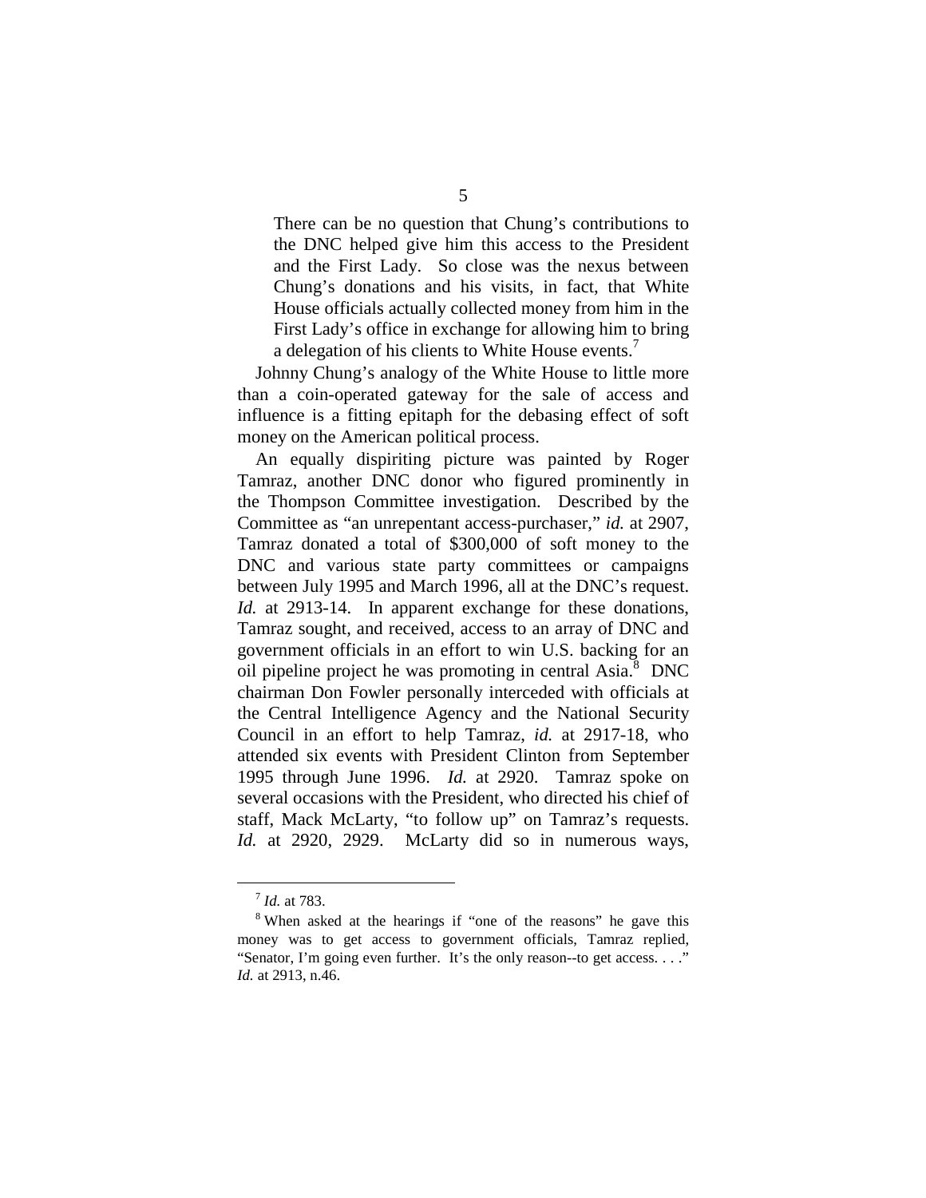> There can be no question that Chung's contributions to the DNC helped give him this access to the President and the First Lady. So close was the nexus between Chung's donations and his visits, in fact, that White House officials actually collected money from him in the First Lady's office in exchange for allowing him to bring a delegation of his clients to White House events.[7]

Johnny Chung's analogy of the White House to little more than a coin-operated gateway for the sale of access and influence is a fitting epitaph for the debasing effect of soft money on the American political process.

An equally dispiriting picture was painted by Roger Tamraz, another DNC donor who figured prominently in the Thompson Committee investigation. Described by the Committee as "an unrepentant access-purchaser," *id.* at 2907, Tamraz donated a total of $300,000 of soft money to the DNC and various state party committees or campaigns between July 1995 and March 1996, all at the DNC's request. *Id.* at 2913-14. In apparent exchange for these donations, Tamraz sought, and received, access to an array of DNC and government officials in an effort to win U.S. backing for an oil pipeline project he was promoting in central Asia.[8] DNC chairman Don Fowler personally interceded with officials at the Central Intelligence Agency and the National Security Council in an effort to help Tamraz, *id.* at 2917-18, who attended six events with President Clinton from September 1995 through June 1996. *Id.* at 2920. Tamraz spoke on several occasions with the President, who directed his chief of staff, Mack McLarty, "to follow up" on Tamraz's requests. *Id.* at 2920, 2929. McLarty did so in numerous ways,

---

[7] *Id.* at 783.

[8] When asked at the hearings if "one of the reasons" he gave this money was to get access to government officials, Tamraz replied, "Senator, I'm going even further. It's the only reason--to get access. . . ." *Id.* at 2913, n.46.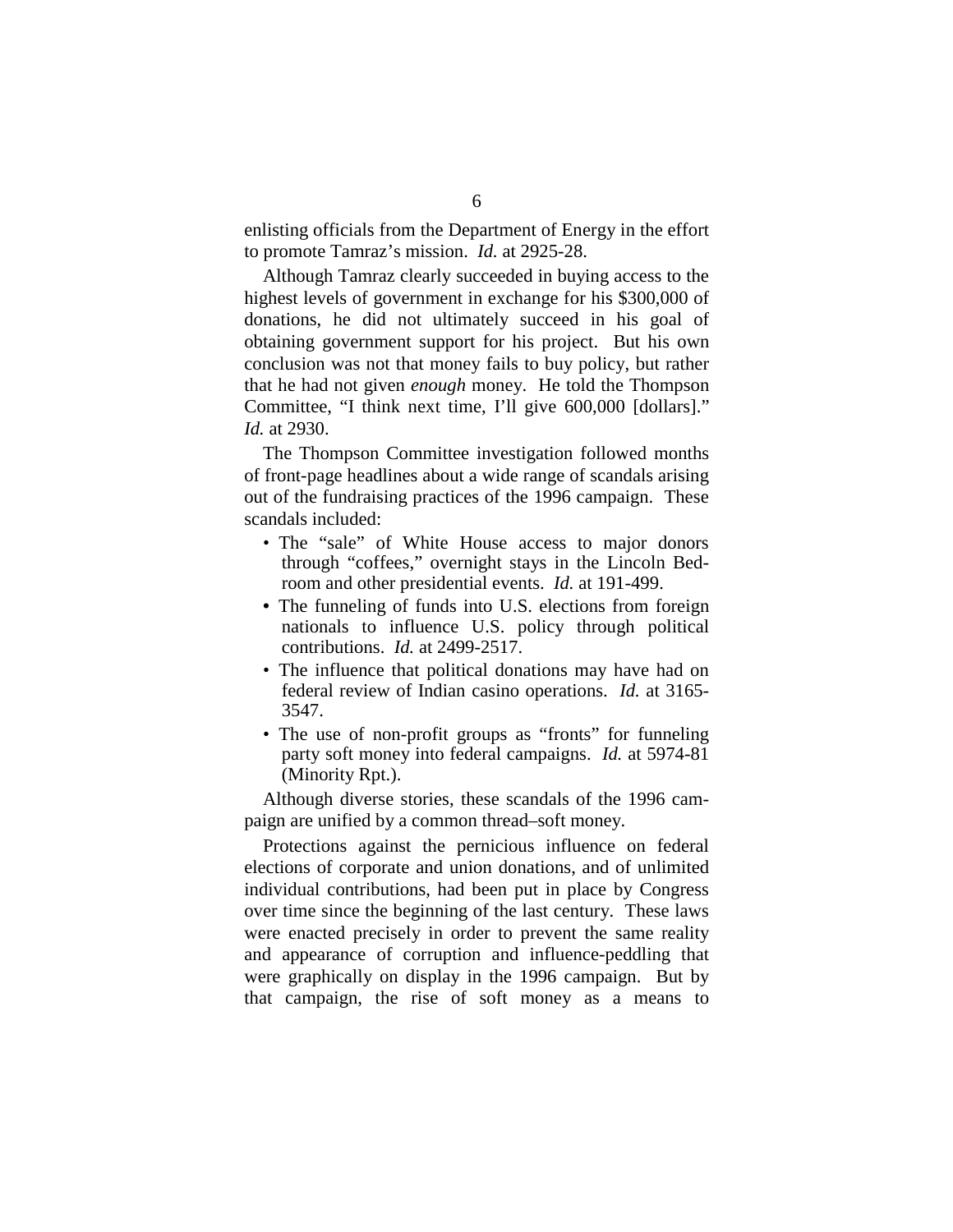enlisting officials from the Department of Energy in the effort to promote Tamraz's mission. *Id.* at 2925-28.

Although Tamraz clearly succeeded in buying access to the highest levels of government in exchange for his $300,000 of donations, he did not ultimately succeed in his goal of obtaining government support for his project. But his own conclusion was not that money fails to buy policy, but rather that he had not given *enough* money. He told the Thompson Committee, "I think next time, I'll give 600,000 [dollars]." *Id.* at 2930.

The Thompson Committee investigation followed months of front-page headlines about a wide range of scandals arising out of the fundraising practices of the 1996 campaign. These scandals included:

- The "sale" of White House access to major donors through "coffees," overnight stays in the Lincoln Bedroom and other presidential events. *Id.* at 191-499.
- The funneling of funds into U.S. elections from foreign nationals to influence U.S. policy through political contributions. *Id.* at 2499-2517.
- The influence that political donations may have had on federal review of Indian casino operations. *Id.* at 3165-3547.
- The use of non-profit groups as "fronts" for funneling party soft money into federal campaigns. *Id.* at 5974-81 (Minority Rpt.).

Although diverse stories, these scandals of the 1996 campaign are unified by a common thread–soft money.

Protections against the pernicious influence on federal elections of corporate and union donations, and of unlimited individual contributions, had been put in place by Congress over time since the beginning of the last century. These laws were enacted precisely in order to prevent the same reality and appearance of corruption and influence-peddling that were graphically on display in the 1996 campaign. But by that campaign, the rise of soft money as a means to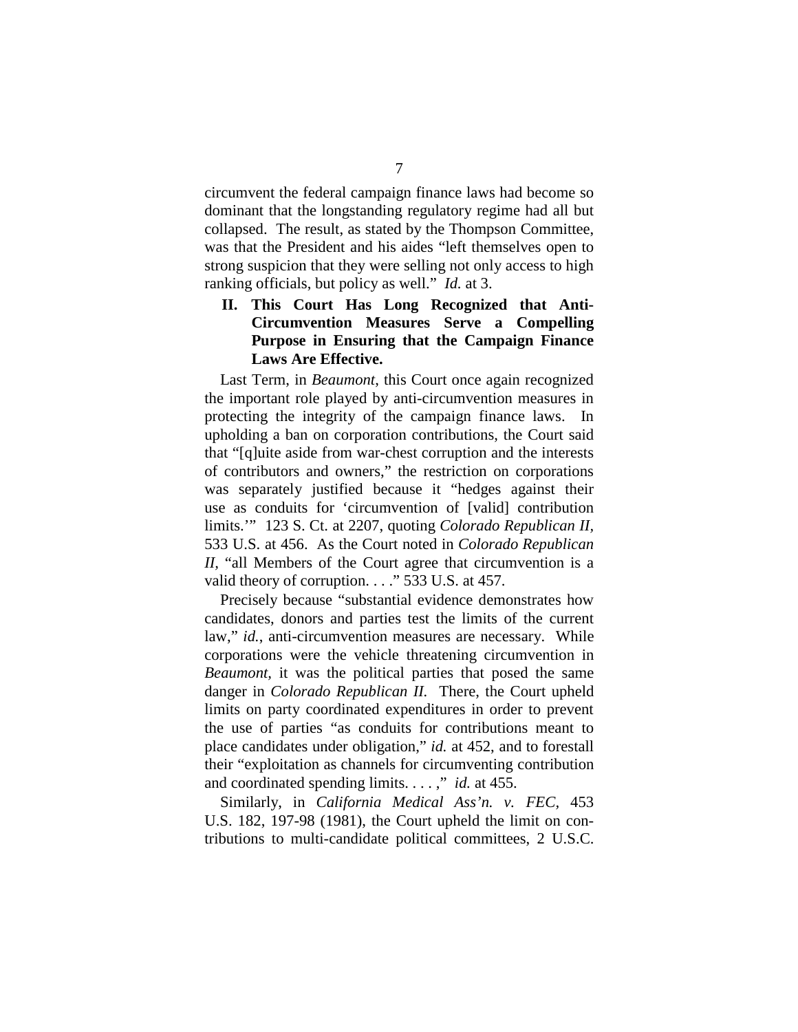circumvent the federal campaign finance laws had become so dominant that the longstanding regulatory regime had all but collapsed. The result, as stated by the Thompson Committee, was that the President and his aides "left themselves open to strong suspicion that they were selling not only access to high ranking officials, but policy as well." *Id.* at 3.

## II. This Court Has Long Recognized that Anti-Circumvention Measures Serve a Compelling Purpose in Ensuring that the Campaign Finance Laws Are Effective.

Last Term, in *Beaumont*, this Court once again recognized the important role played by anti-circumvention measures in protecting the integrity of the campaign finance laws. In upholding a ban on corporation contributions, the Court said that "[q]uite aside from war-chest corruption and the interests of contributors and owners," the restriction on corporations was separately justified because it "hedges against their use as conduits for 'circumvention of [valid] contribution limits.'" 123 S. Ct. at 2207, quoting *Colorado Republican II*, 533 U.S. at 456. As the Court noted in *Colorado Republican II*, "all Members of the Court agree that circumvention is a valid theory of corruption. . . ." 533 U.S. at 457.

Precisely because "substantial evidence demonstrates how candidates, donors and parties test the limits of the current law," *id.*, anti-circumvention measures are necessary. While corporations were the vehicle threatening circumvention in *Beaumont*, it was the political parties that posed the same danger in *Colorado Republican II.* There, the Court upheld limits on party coordinated expenditures in order to prevent the use of parties "as conduits for contributions meant to place candidates under obligation," *id.* at 452, and to forestall their "exploitation as channels for circumventing contribution and coordinated spending limits. . . . ," *id.* at 455.

Similarly, in *California Medical Ass'n. v. FEC*, 453 U.S. 182, 197-98 (1981), the Court upheld the limit on contributions to multi-candidate political committees, 2 U.S.C.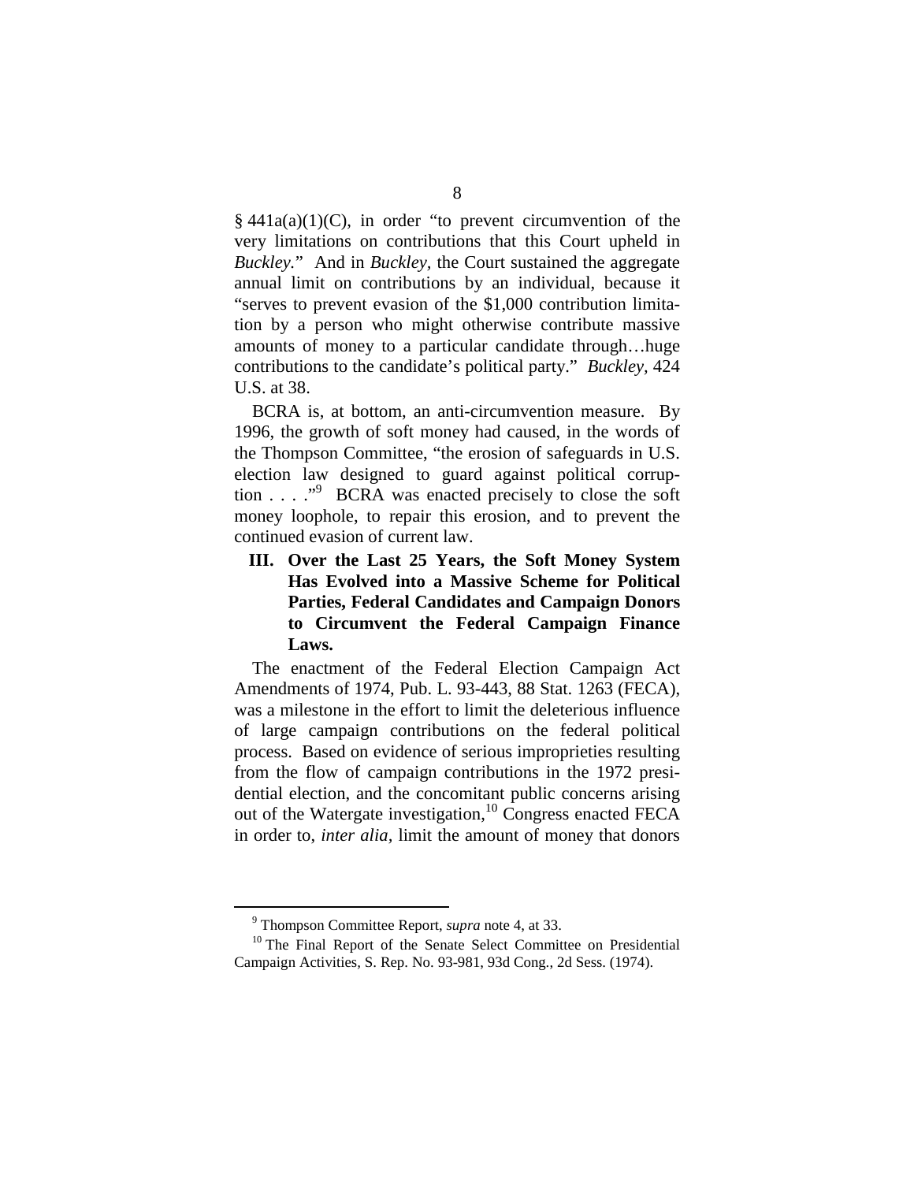§ 441a(a)(1)(C), in order "to prevent circumvention of the very limitations on contributions that this Court upheld in *Buckley*." And in *Buckley*, the Court sustained the aggregate annual limit on contributions by an individual, because it "serves to prevent evasion of the $1,000 contribution limitation by a person who might otherwise contribute massive amounts of money to a particular candidate through…huge contributions to the candidate's political party." *Buckley*, 424 U.S. at 38.

BCRA is, at bottom, an anti-circumvention measure. By 1996, the growth of soft money had caused, in the words of the Thompson Committee, "the erosion of safeguards in U.S. election law designed to guard against political corruption . . . ."[9] BCRA was enacted precisely to close the soft money loophole, to repair this erosion, and to prevent the continued evasion of current law.

## III. Over the Last 25 Years, the Soft Money System Has Evolved into a Massive Scheme for Political Parties, Federal Candidates and Campaign Donors to Circumvent the Federal Campaign Finance Laws.

The enactment of the Federal Election Campaign Act Amendments of 1974, Pub. L. 93-443, 88 Stat. 1263 (FECA), was a milestone in the effort to limit the deleterious influence of large campaign contributions on the federal political process. Based on evidence of serious improprieties resulting from the flow of campaign contributions in the 1972 presidential election, and the concomitant public concerns arising out of the Watergate investigation,[10] Congress enacted FECA in order to, *inter alia*, limit the amount of money that donors

---

[9] Thompson Committee Report, *supra* note 4, at 33.

[10] The Final Report of the Senate Select Committee on Presidential Campaign Activities, S. Rep. No. 93-981, 93d Cong., 2d Sess. (1974).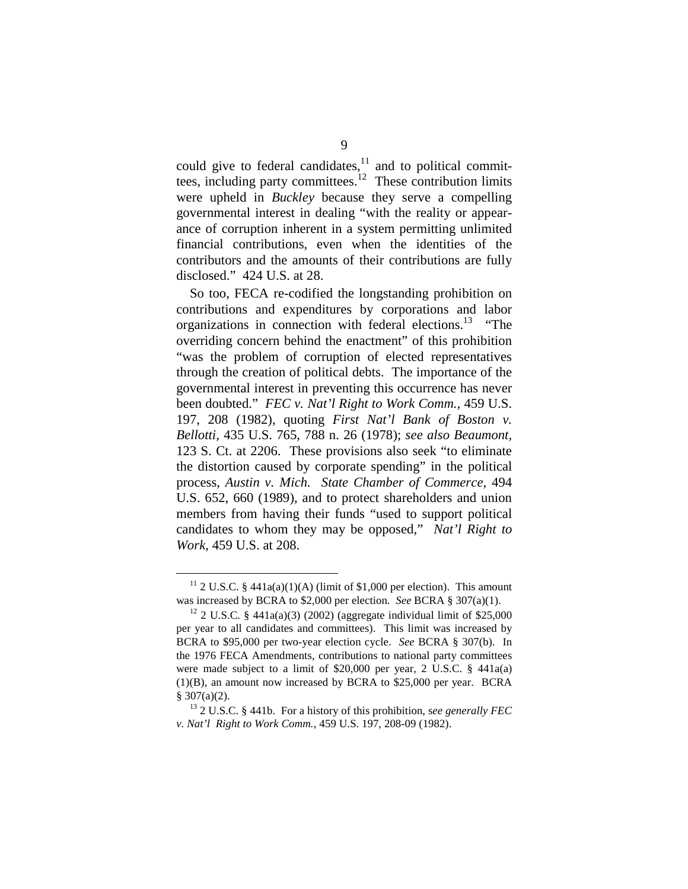could give to federal candidates,[11] and to political committees, including party committees.[12] These contribution limits were upheld in *Buckley* because they serve a compelling governmental interest in dealing "with the reality or appearance of corruption inherent in a system permitting unlimited financial contributions, even when the identities of the contributors and the amounts of their contributions are fully disclosed." 424 U.S. at 28.

So too, FECA re-codified the longstanding prohibition on contributions and expenditures by corporations and labor organizations in connection with federal elections.[13] "The overriding concern behind the enactment" of this prohibition "was the problem of corruption of elected representatives through the creation of political debts. The importance of the governmental interest in preventing this occurrence has never been doubted." *FEC v. Nat'l Right to Work Comm.*, 459 U.S. 197, 208 (1982), quoting *First Nat'l Bank of Boston v. Bellotti*, 435 U.S. 765, 788 n. 26 (1978); *see also Beaumont*, 123 S. Ct. at 2206. These provisions also seek "to eliminate the distortion caused by corporate spending" in the political process, *Austin v. Mich. State Chamber of Commerce,* 494 U.S. 652, 660 (1989), and to protect shareholders and union members from having their funds "used to support political candidates to whom they may be opposed," *Nat'l Right to Work*, 459 U.S. at 208.

---

[11] 2 U.S.C. § 441a(a)(1)(A) (limit of $1,000 per election). This amount was increased by BCRA to $2,000 per election. *See* BCRA § 307(a)(1).

[12] 2 U.S.C. § 441a(a)(3) (2002) (aggregate individual limit of $25,000 per year to all candidates and committees). This limit was increased by BCRA to $95,000 per two-year election cycle. *See* BCRA § 307(b). In the 1976 FECA Amendments, contributions to national party committees were made subject to a limit of $20,000 per year, 2 U.S.C. § 441a(a)(1)(B), an amount now increased by BCRA to $25,000 per year. BCRA § 307(a)(2).

[13] 2 U.S.C. § 441b. For a history of this prohibition, *see generally FEC v. Nat'l Right to Work Comm.*, 459 U.S. 197, 208-09 (1982).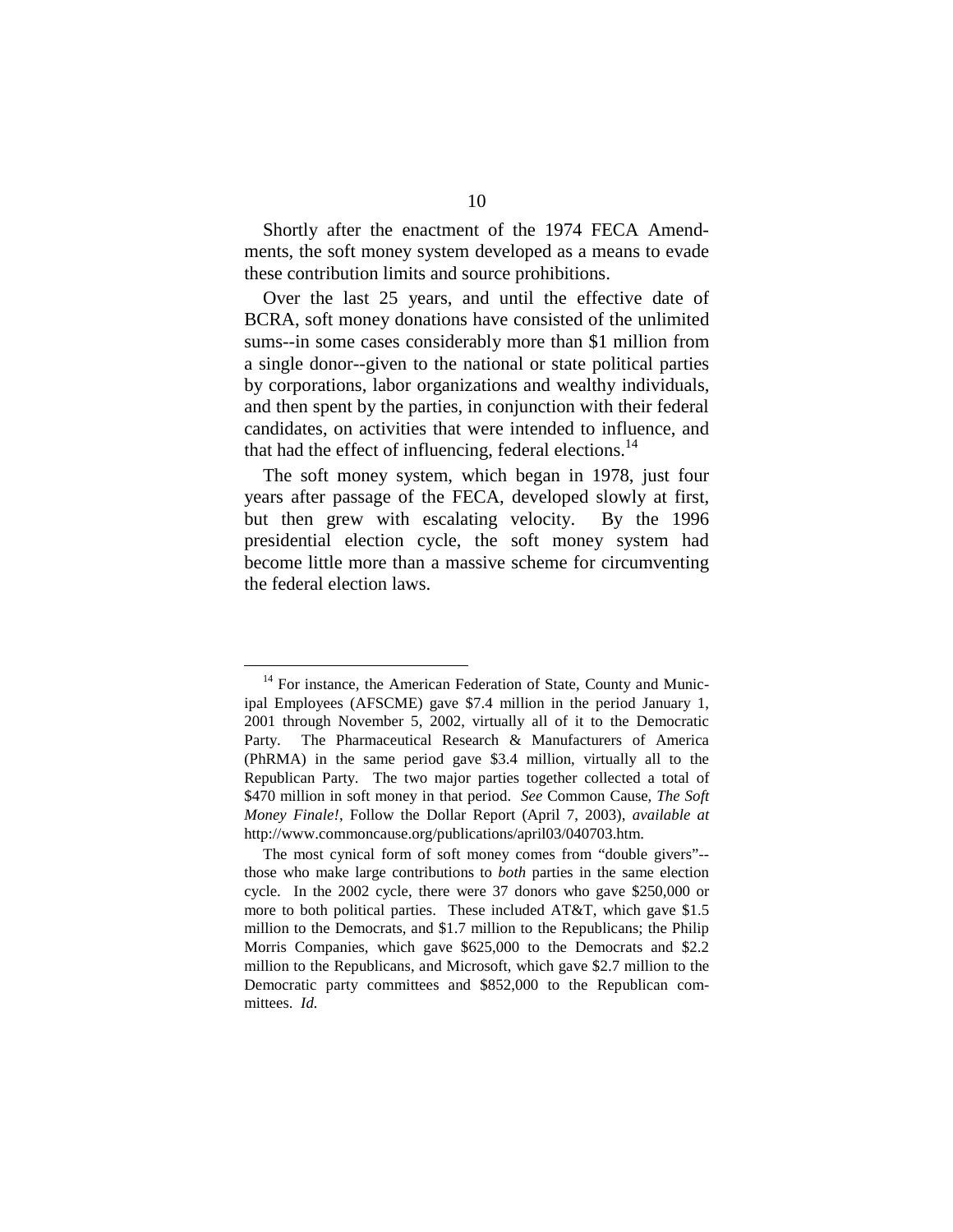Shortly after the enactment of the 1974 FECA Amendments, the soft money system developed as a means to evade these contribution limits and source prohibitions.

Over the last 25 years, and until the effective date of BCRA, soft money donations have consisted of the unlimited sums--in some cases considerably more than $1 million from a single donor--given to the national or state political parties by corporations, labor organizations and wealthy individuals, and then spent by the parties, in conjunction with their federal candidates, on activities that were intended to influence, and that had the effect of influencing, federal elections.[14]

The soft money system, which began in 1978, just four years after passage of the FECA, developed slowly at first, but then grew with escalating velocity. By the 1996 presidential election cycle, the soft money system had become little more than a massive scheme for circumventing the federal election laws.

---

[14] For instance, the American Federation of State, County and Municipal Employees (AFSCME) gave $7.4 million in the period January 1, 2001 through November 5, 2002, virtually all of it to the Democratic Party. The Pharmaceutical Research & Manufacturers of America (PhRMA) in the same period gave $3.4 million, virtually all to the Republican Party. The two major parties together collected a total of $470 million in soft money in that period. *See* Common Cause, *The Soft Money Finale!*, Follow the Dollar Report (April 7, 2003), *available at* http://www.commoncause.org/publications/april03/040703.htm.

The most cynical form of soft money comes from "double givers"--those who make large contributions to *both* parties in the same election cycle. In the 2002 cycle, there were 37 donors who gave $250,000 or more to both political parties. These included AT&T, which gave $1.5 million to the Democrats, and $1.7 million to the Republicans; the Philip Morris Companies, which gave $625,000 to the Democrats and $2.2 million to the Republicans, and Microsoft, which gave $2.7 million to the Democratic party committees and $852,000 to the Republican committees. *Id.*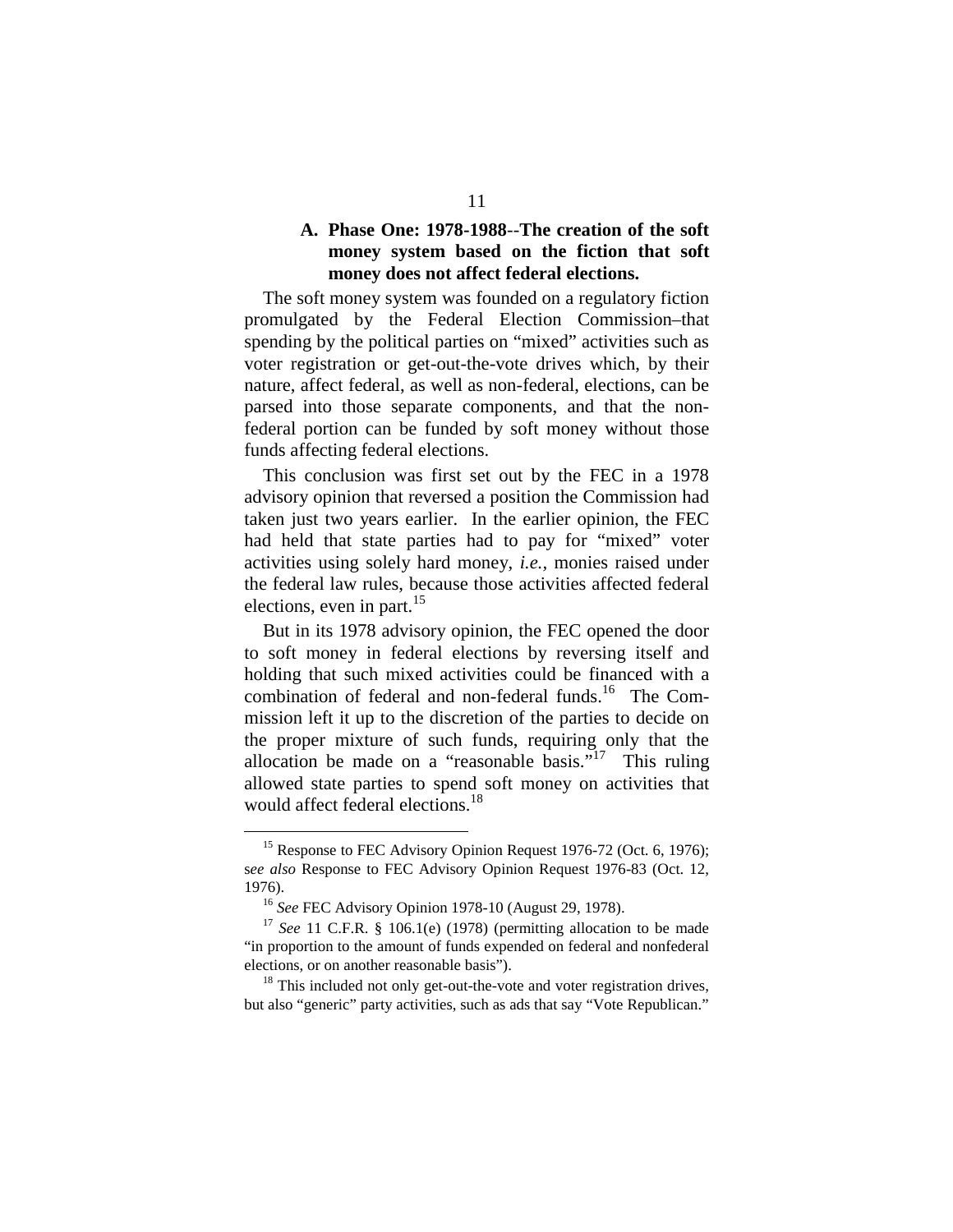### A. Phase One: 1978-1988--The creation of the soft money system based on the fiction that soft money does not affect federal elections.

The soft money system was founded on a regulatory fiction promulgated by the Federal Election Commission–that spending by the political parties on "mixed" activities such as voter registration or get-out-the-vote drives which, by their nature, affect federal, as well as non-federal, elections, can be parsed into those separate components, and that the non-federal portion can be funded by soft money without those funds affecting federal elections.

This conclusion was first set out by the FEC in a 1978 advisory opinion that reversed a position the Commission had taken just two years earlier. In the earlier opinion, the FEC had held that state parties had to pay for "mixed" voter activities using solely hard money, *i.e.*, monies raised under the federal law rules, because those activities affected federal elections, even in part.[15]

But in its 1978 advisory opinion, the FEC opened the door to soft money in federal elections by reversing itself and holding that such mixed activities could be financed with a combination of federal and non-federal funds.[16] The Commission left it up to the discretion of the parties to decide on the proper mixture of such funds, requiring only that the allocation be made on a "reasonable basis."[17] This ruling allowed state parties to spend soft money on activities that would affect federal elections.[18]

---

[15] Response to FEC Advisory Opinion Request 1976-72 (Oct. 6, 1976); s*ee also* Response to FEC Advisory Opinion Request 1976-83 (Oct. 12, 1976).

[16] *See* FEC Advisory Opinion 1978-10 (August 29, 1978).

[17] *See* 11 C.F.R. § 106.1(e) (1978) (permitting allocation to be made "in proportion to the amount of funds expended on federal and nonfederal elections, or on another reasonable basis").

[18] This included not only get-out-the-vote and voter registration drives, but also "generic" party activities, such as ads that say "Vote Republican."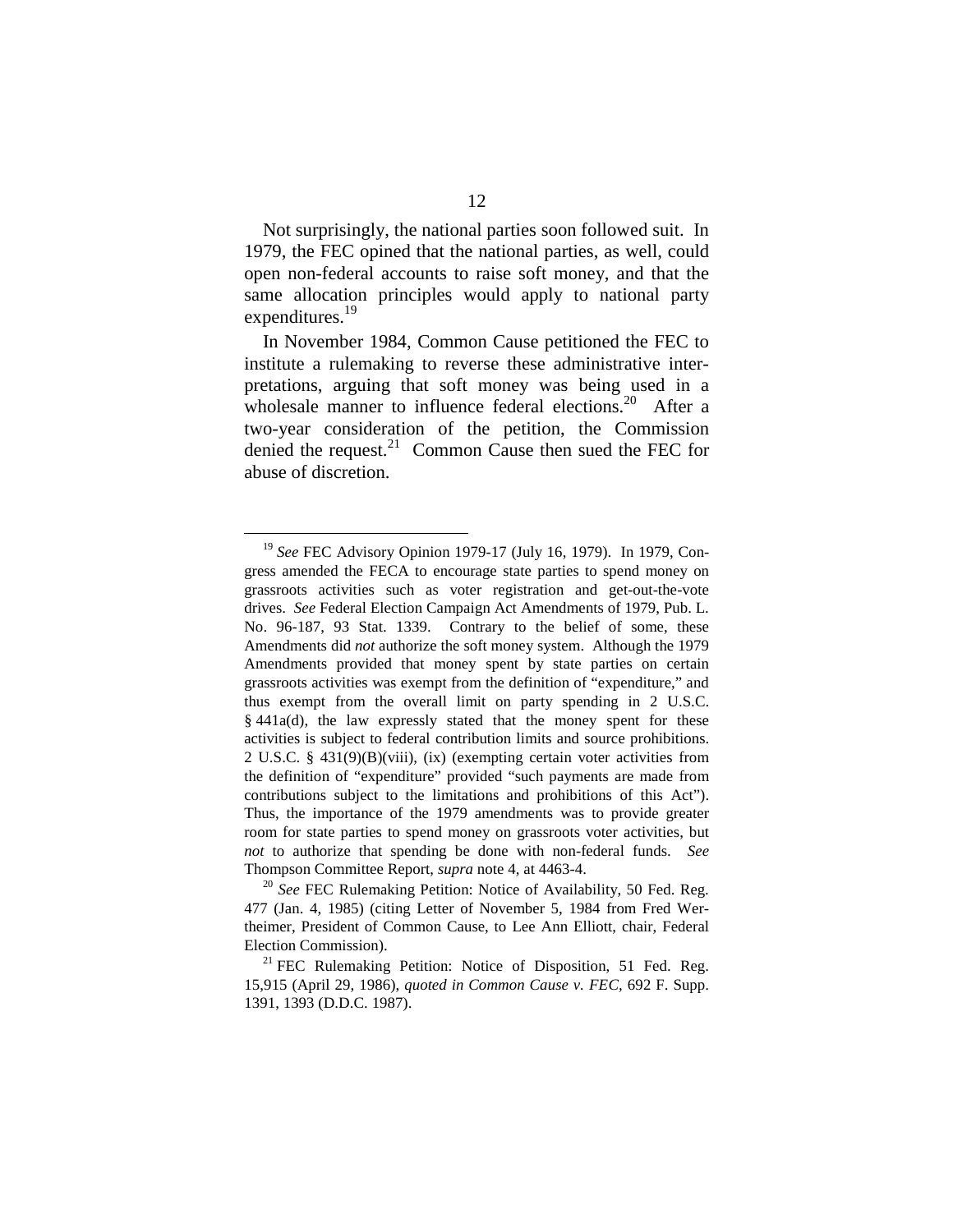Not surprisingly, the national parties soon followed suit. In 1979, the FEC opined that the national parties, as well, could open non-federal accounts to raise soft money, and that the same allocation principles would apply to national party expenditures.[19]

In November 1984, Common Cause petitioned the FEC to institute a rulemaking to reverse these administrative interpretations, arguing that soft money was being used in a wholesale manner to influence federal elections.[20] After a two-year consideration of the petition, the Commission denied the request.[21] Common Cause then sued the FEC for abuse of discretion.

---

[19] *See* FEC Advisory Opinion 1979-17 (July 16, 1979). In 1979, Congress amended the FECA to encourage state parties to spend money on grassroots activities such as voter registration and get-out-the-vote drives. *See* Federal Election Campaign Act Amendments of 1979, Pub. L. No. 96-187, 93 Stat. 1339. Contrary to the belief of some, these Amendments did *not* authorize the soft money system. Although the 1979 Amendments provided that money spent by state parties on certain grassroots activities was exempt from the definition of "expenditure," and thus exempt from the overall limit on party spending in 2 U.S.C. § 441a(d), the law expressly stated that the money spent for these activities is subject to federal contribution limits and source prohibitions. 2 U.S.C. § 431(9)(B)(viii), (ix) (exempting certain voter activities from the definition of "expenditure" provided "such payments are made from contributions subject to the limitations and prohibitions of this Act"). Thus, the importance of the 1979 amendments was to provide greater room for state parties to spend money on grassroots voter activities, but *not* to authorize that spending be done with non-federal funds. *See* Thompson Committee Report, *supra* note 4, at 4463-4.

[20] *See* FEC Rulemaking Petition: Notice of Availability, 50 Fed. Reg. 477 (Jan. 4, 1985) (citing Letter of November 5, 1984 from Fred Wertheimer, President of Common Cause, to Lee Ann Elliott, chair, Federal Election Commission).

[21] FEC Rulemaking Petition: Notice of Disposition, 51 Fed. Reg. 15,915 (April 29, 1986), *quoted in Common Cause v. FEC*, 692 F. Supp. 1391, 1393 (D.D.C. 1987).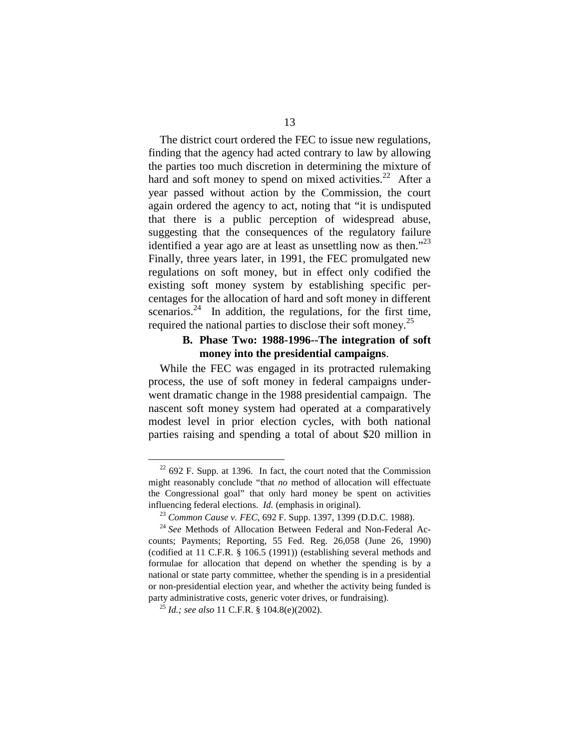The district court ordered the FEC to issue new regulations, finding that the agency had acted contrary to law by allowing the parties too much discretion in determining the mixture of hard and soft money to spend on mixed activities.[22] After a year passed without action by the Commission, the court again ordered the agency to act, noting that "it is undisputed that there is a public perception of widespread abuse, suggesting that the consequences of the regulatory failure identified a year ago are at least as unsettling now as then."[23] Finally, three years later, in 1991, the FEC promulgated new regulations on soft money, but in effect only codified the existing soft money system by establishing specific percentages for the allocation of hard and soft money in different scenarios.[24] In addition, the regulations, for the first time, required the national parties to disclose their soft money.[25]

### B. Phase Two: 1988-1996--The integration of soft money into the presidential campaigns.

While the FEC was engaged in its protracted rulemaking process, the use of soft money in federal campaigns underwent dramatic change in the 1988 presidential campaign. The nascent soft money system had operated at a comparatively modest level in prior election cycles, with both national parties raising and spending a total of about $20 million in

---

[22] 692 F. Supp. at 1396. In fact, the court noted that the Commission might reasonably conclude "that *no* method of allocation will effectuate the Congressional goal" that only hard money be spent on activities influencing federal elections. *Id.* (emphasis in original).

[23] *Common Cause v. FEC*, 692 F. Supp. 1397, 1399 (D.D.C. 1988).

[24] *See* Methods of Allocation Between Federal and Non-Federal Accounts; Payments; Reporting, 55 Fed. Reg. 26,058 (June 26, 1990) (codified at 11 C.F.R. § 106.5 (1991)) (establishing several methods and formulae for allocation that depend on whether the spending is by a national or state party committee, whether the spending is in a presidential or non-presidential election year, and whether the activity being funded is party administrative costs, generic voter drives, or fundraising).

[25] *Id.; see also* 11 C.F.R. § 104.8(e)(2002).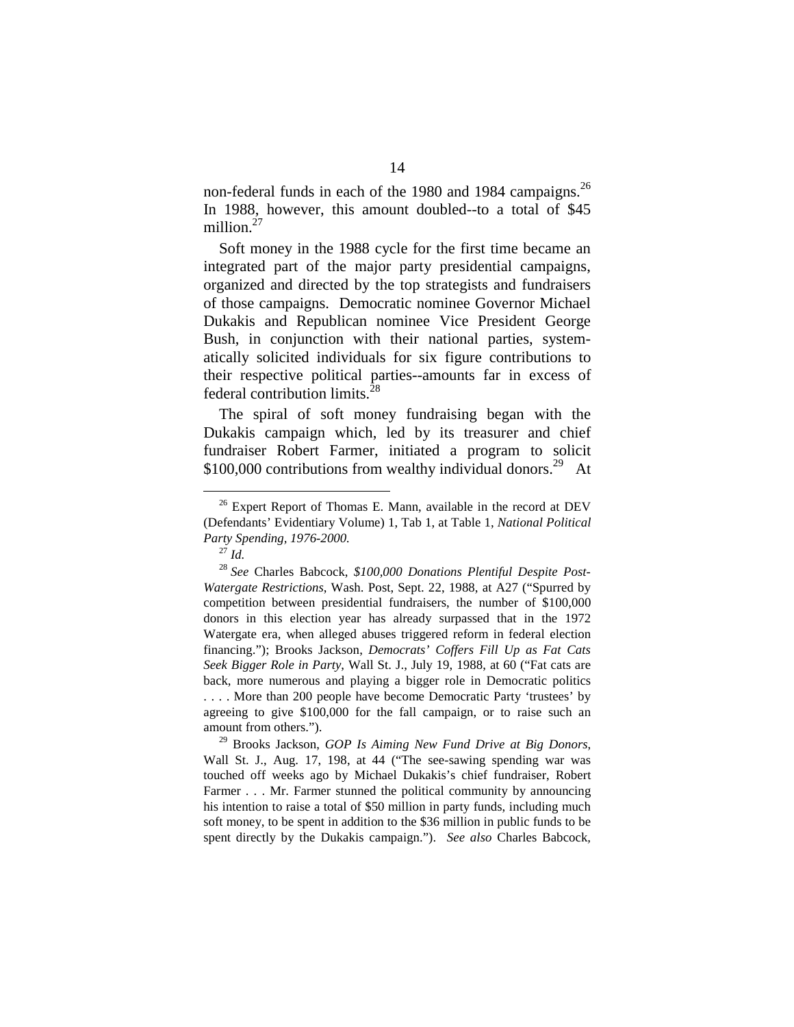non-federal funds in each of the 1980 and 1984 campaigns.[26] In 1988, however, this amount doubled--to a total of $45 million.[27]

Soft money in the 1988 cycle for the first time became an integrated part of the major party presidential campaigns, organized and directed by the top strategists and fundraisers of those campaigns. Democratic nominee Governor Michael Dukakis and Republican nominee Vice President George Bush, in conjunction with their national parties, systematically solicited individuals for six figure contributions to their respective political parties--amounts far in excess of federal contribution limits.[28]

The spiral of soft money fundraising began with the Dukakis campaign which, led by its treasurer and chief fundraiser Robert Farmer, initiated a program to solicit $100,000 contributions from wealthy individual donors.[29] At

---

[26] Expert Report of Thomas E. Mann, available in the record at DEV (Defendants' Evidentiary Volume) 1, Tab 1, at Table 1, *National Political Party Spending, 1976-2000.*

[27] *Id.*

[28] *See* Charles Babcock, *$100,000 Donations Plentiful Despite Post-Watergate Restrictions*, Wash. Post, Sept. 22, 1988, at A27 ("Spurred by competition between presidential fundraisers, the number of $100,000 donors in this election year has already surpassed that in the 1972 Watergate era, when alleged abuses triggered reform in federal election financing."); Brooks Jackson, *Democrats' Coffers Fill Up as Fat Cats Seek Bigger Role in Party*, Wall St. J., July 19, 1988, at 60 ("Fat cats are back, more numerous and playing a bigger role in Democratic politics . . . . More than 200 people have become Democratic Party 'trustees' by agreeing to give $100,000 for the fall campaign, or to raise such an amount from others.").

[29] Brooks Jackson, *GOP Is Aiming New Fund Drive at Big Donors*, Wall St. J., Aug. 17, 198, at 44 ("The see-sawing spending war was touched off weeks ago by Michael Dukakis's chief fundraiser, Robert Farmer . . . Mr. Farmer stunned the political community by announcing his intention to raise a total of $50 million in party funds, including much soft money, to be spent in addition to the $36 million in public funds to be spent directly by the Dukakis campaign."). *See also* Charles Babcock,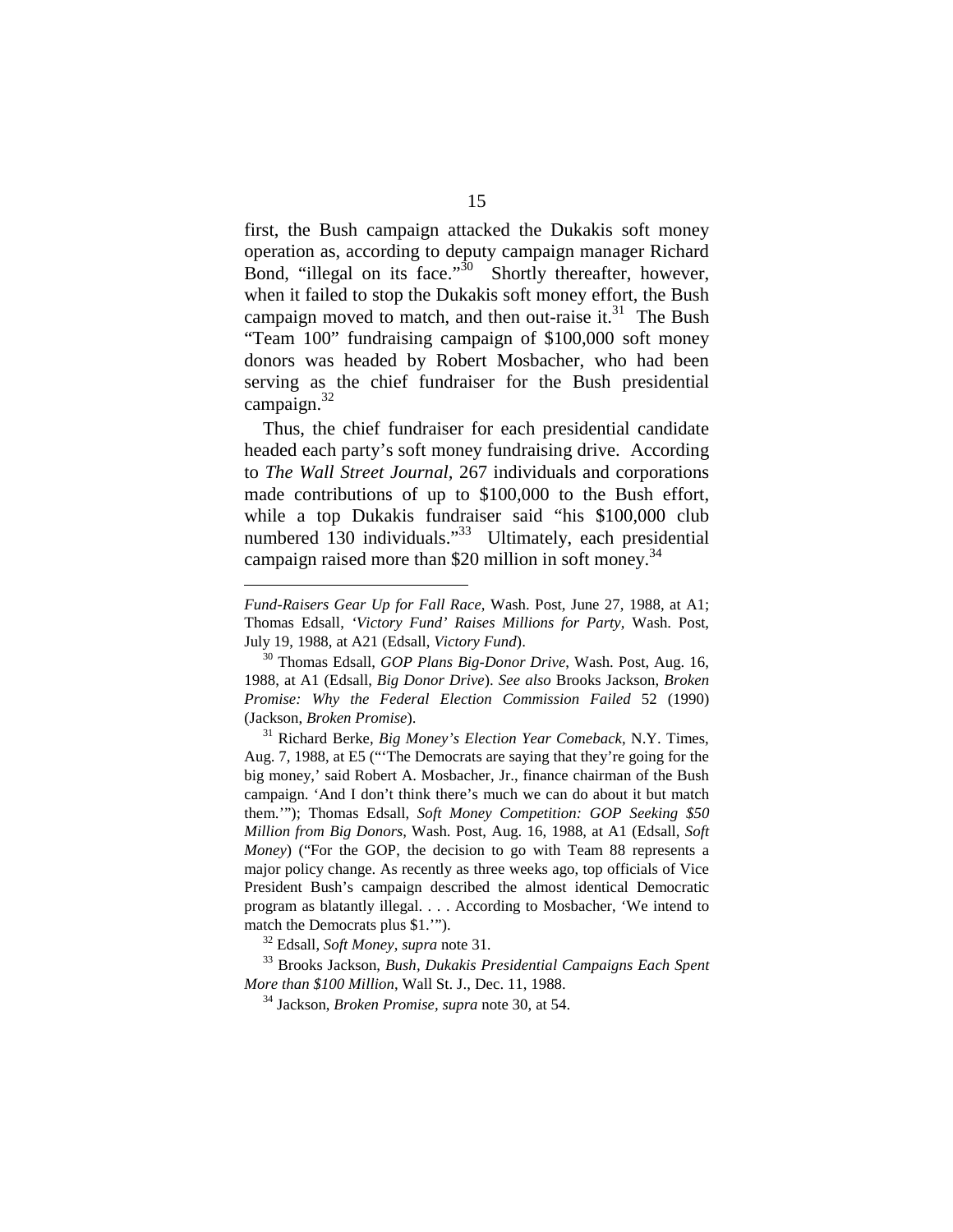first, the Bush campaign attacked the Dukakis soft money operation as, according to deputy campaign manager Richard Bond, "illegal on its face."[30] Shortly thereafter, however, when it failed to stop the Dukakis soft money effort, the Bush campaign moved to match, and then out-raise it.[31] The Bush "Team 100" fundraising campaign of $100,000 soft money donors was headed by Robert Mosbacher, who had been serving as the chief fundraiser for the Bush presidential campaign.[32]

Thus, the chief fundraiser for each presidential candidate headed each party's soft money fundraising drive. According to *The Wall Street Journal*, 267 individuals and corporations made contributions of up to $100,000 to the Bush effort, while a top Dukakis fundraiser said "his $100,000 club numbered 130 individuals."[33] Ultimately, each presidential campaign raised more than $20 million in soft money.[34]

---

*Fund-Raisers Gear Up for Fall Race*, Wash. Post, June 27, 1988, at A1; Thomas Edsall, *'Victory Fund' Raises Millions for Party*, Wash. Post, July 19, 1988, at A21 (Edsall, *Victory Fund*).

[30] Thomas Edsall, *GOP Plans Big-Donor Drive*, Wash. Post, Aug. 16, 1988, at A1 (Edsall, *Big Donor Drive*). *See also* Brooks Jackson, *Broken Promise: Why the Federal Election Commission Failed* 52 (1990) (Jackson, *Broken Promise*).

[31] Richard Berke, *Big Money's Election Year Comeback*, N.Y. Times, Aug. 7, 1988, at E5 ("'The Democrats are saying that they're going for the big money,' said Robert A. Mosbacher, Jr., finance chairman of the Bush campaign. 'And I don't think there's much we can do about it but match them.'"); Thomas Edsall, *Soft Money Competition: GOP Seeking $50 Million from Big Donors*, Wash. Post, Aug. 16, 1988, at A1 (Edsall, *Soft Money*) ("For the GOP, the decision to go with Team 88 represents a major policy change. As recently as three weeks ago, top officials of Vice President Bush's campaign described the almost identical Democratic program as blatantly illegal. . . . According to Mosbacher, 'We intend to match the Democrats plus $1.'").

[32] Edsall, *Soft Money*, *supra* note 31.

[33] Brooks Jackson, *Bush, Dukakis Presidential Campaigns Each Spent More than $100 Million*, Wall St. J., Dec. 11, 1988.

[34] Jackson, *Broken Promise*, *supra* note 30, at 54.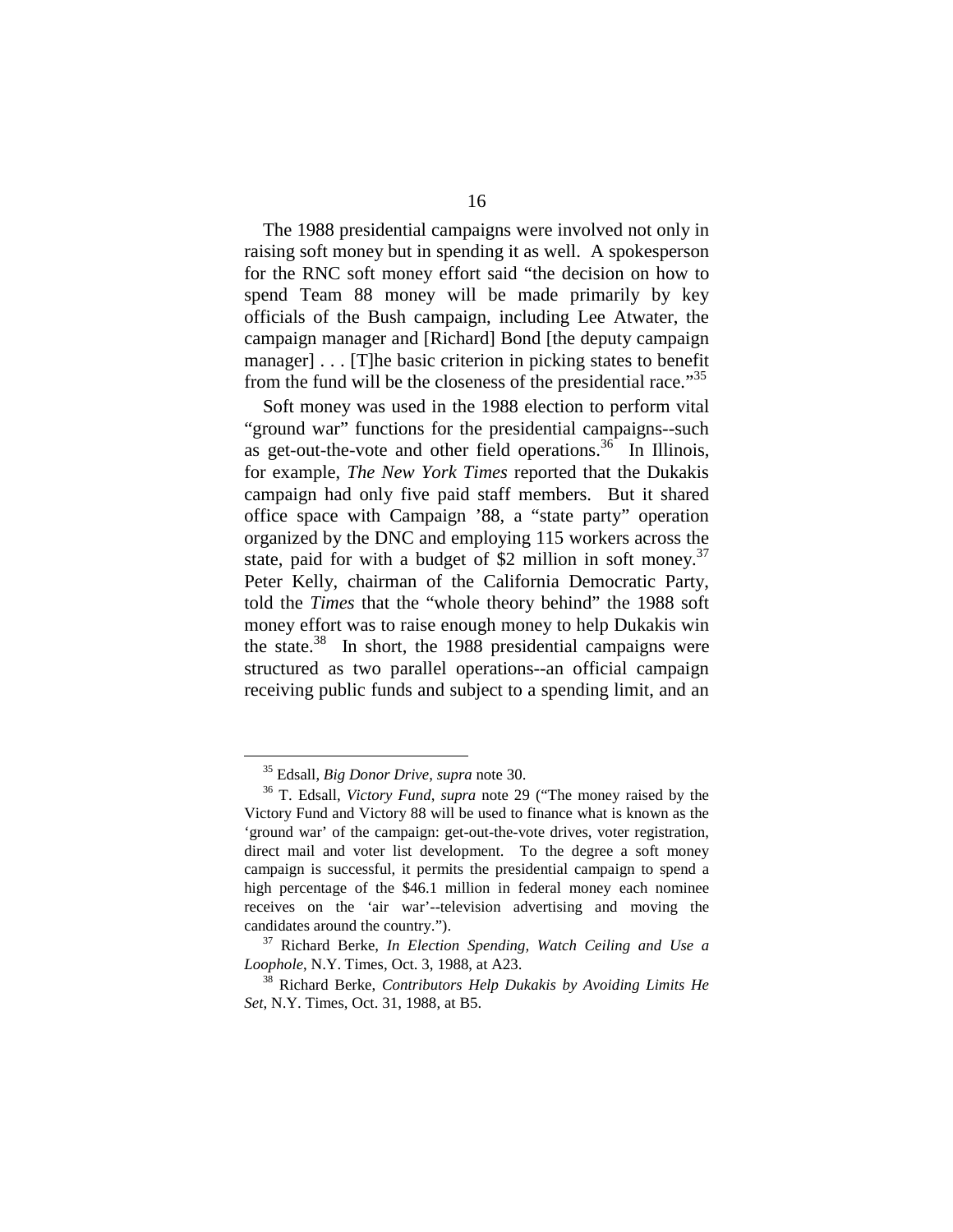The 1988 presidential campaigns were involved not only in raising soft money but in spending it as well. A spokesperson for the RNC soft money effort said "the decision on how to spend Team 88 money will be made primarily by key officials of the Bush campaign, including Lee Atwater, the campaign manager and [Richard] Bond [the deputy campaign manager] . . . [T]he basic criterion in picking states to benefit from the fund will be the closeness of the presidential race."[35]

Soft money was used in the 1988 election to perform vital "ground war" functions for the presidential campaigns--such as get-out-the-vote and other field operations.[36] In Illinois, for example, *The New York Times* reported that the Dukakis campaign had only five paid staff members. But it shared office space with Campaign '88, a "state party" operation organized by the DNC and employing 115 workers across the state, paid for with a budget of $2 million in soft money.[37] Peter Kelly, chairman of the California Democratic Party, told the *Times* that the "whole theory behind" the 1988 soft money effort was to raise enough money to help Dukakis win the state.[38] In short, the 1988 presidential campaigns were structured as two parallel operations--an official campaign receiving public funds and subject to a spending limit, and an

---

[35] Edsall, *Big Donor Drive*, *supra* note 30.

[36] T. Edsall, *Victory Fund*, *supra* note 29 ("The money raised by the Victory Fund and Victory 88 will be used to finance what is known as the 'ground war' of the campaign: get-out-the-vote drives, voter registration, direct mail and voter list development. To the degree a soft money campaign is successful, it permits the presidential campaign to spend a high percentage of the $46.1 million in federal money each nominee receives on the 'air war'--television advertising and moving the candidates around the country.").

[37] Richard Berke, *In Election Spending, Watch Ceiling and Use a Loophole*, N.Y. Times, Oct. 3, 1988, at A23.

[38] Richard Berke, *Contributors Help Dukakis by Avoiding Limits He Set*, N.Y. Times, Oct. 31, 1988, at B5.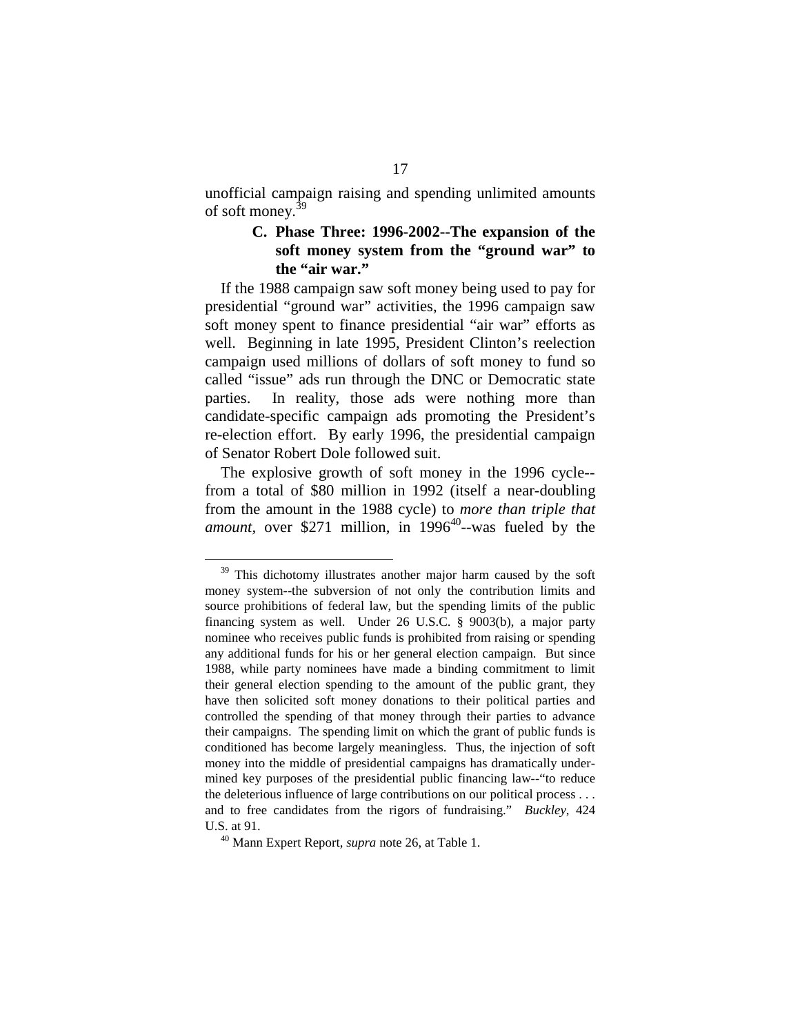unofficial campaign raising and spending unlimited amounts of soft money.[39]

### C. Phase Three: 1996-2002--The expansion of the soft money system from the "ground war" to the "air war."

If the 1988 campaign saw soft money being used to pay for presidential "ground war" activities, the 1996 campaign saw soft money spent to finance presidential "air war" efforts as well. Beginning in late 1995, President Clinton's reelection campaign used millions of dollars of soft money to fund so called "issue" ads run through the DNC or Democratic state parties. In reality, those ads were nothing more than candidate-specific campaign ads promoting the President's re-election effort. By early 1996, the presidential campaign of Senator Robert Dole followed suit.

The explosive growth of soft money in the 1996 cycle--from a total of \$80 million in 1992 (itself a near-doubling from the amount in the 1988 cycle) to *more than triple that amount*, over \$271 million, in 1996[40]--was fueled by the

---

[39] This dichotomy illustrates another major harm caused by the soft money system--the subversion of not only the contribution limits and source prohibitions of federal law, but the spending limits of the public financing system as well. Under 26 U.S.C. § 9003(b), a major party nominee who receives public funds is prohibited from raising or spending any additional funds for his or her general election campaign. But since 1988, while party nominees have made a binding commitment to limit their general election spending to the amount of the public grant, they have then solicited soft money donations to their political parties and controlled the spending of that money through their parties to advance their campaigns. The spending limit on which the grant of public funds is conditioned has become largely meaningless. Thus, the injection of soft money into the middle of presidential campaigns has dramatically undermined key purposes of the presidential public financing law--"to reduce the deleterious influence of large contributions on our political process . . . and to free candidates from the rigors of fundraising." *Buckley*, 424 U.S. at 91.

[40] Mann Expert Report, *supra* note 26, at Table 1.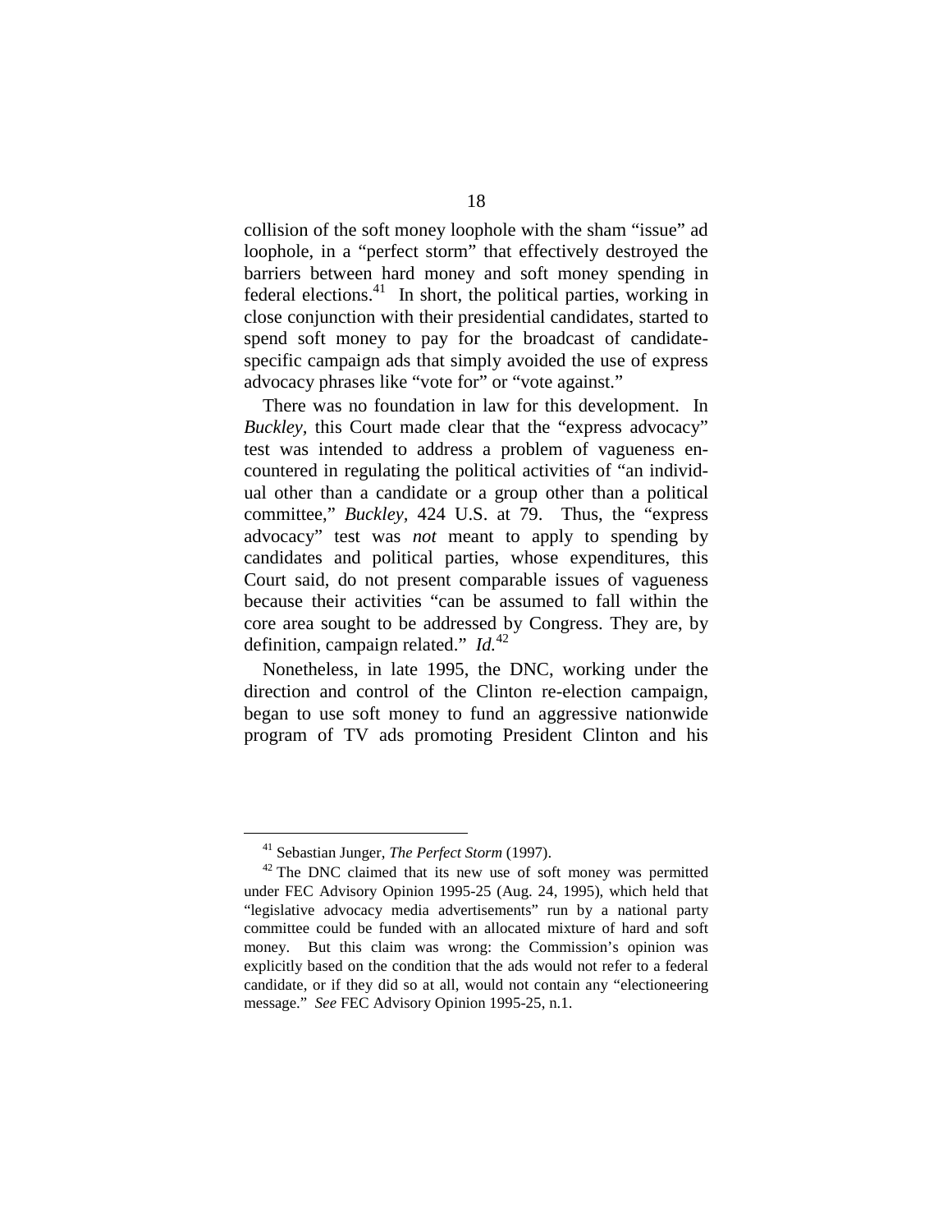collision of the soft money loophole with the sham "issue" ad loophole, in a "perfect storm" that effectively destroyed the barriers between hard money and soft money spending in federal elections.[41] In short, the political parties, working in close conjunction with their presidential candidates, started to spend soft money to pay for the broadcast of candidate-specific campaign ads that simply avoided the use of express advocacy phrases like "vote for" or "vote against."

There was no foundation in law for this development. In *Buckley*, this Court made clear that the "express advocacy" test was intended to address a problem of vagueness encountered in regulating the political activities of "an individual other than a candidate or a group other than a political committee," *Buckley*, 424 U.S. at 79. Thus, the "express advocacy" test was *not* meant to apply to spending by candidates and political parties, whose expenditures, this Court said, do not present comparable issues of vagueness because their activities "can be assumed to fall within the core area sought to be addressed by Congress. They are, by definition, campaign related." *Id.*[42]

Nonetheless, in late 1995, the DNC, working under the direction and control of the Clinton re-election campaign, began to use soft money to fund an aggressive nationwide program of TV ads promoting President Clinton and his

---

[41] Sebastian Junger, *The Perfect Storm* (1997).

[42] The DNC claimed that its new use of soft money was permitted under FEC Advisory Opinion 1995-25 (Aug. 24, 1995), which held that "legislative advocacy media advertisements" run by a national party committee could be funded with an allocated mixture of hard and soft money. But this claim was wrong: the Commission's opinion was explicitly based on the condition that the ads would not refer to a federal candidate, or if they did so at all, would not contain any "electioneering message." *See* FEC Advisory Opinion 1995-25, n.1.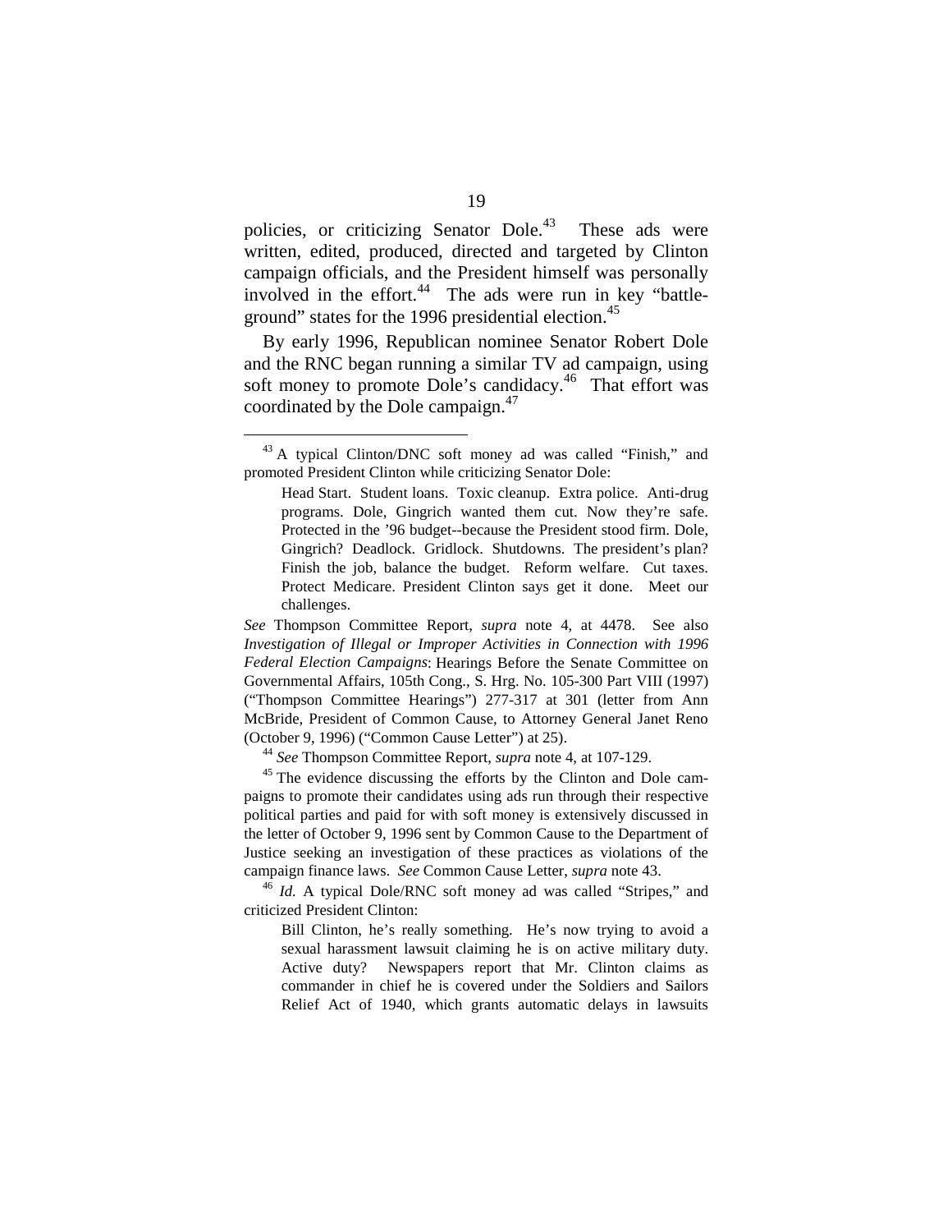policies, or criticizing Senator Dole.[43] These ads were written, edited, produced, directed and targeted by Clinton campaign officials, and the President himself was personally involved in the effort.[44] The ads were run in key "battleground" states for the 1996 presidential election.[45]

By early 1996, Republican nominee Senator Robert Dole and the RNC began running a similar TV ad campaign, using soft money to promote Dole's candidacy.[46] That effort was coordinated by the Dole campaign.[47]

---

[43] A typical Clinton/DNC soft money ad was called "Finish," and promoted President Clinton while criticizing Senator Dole:

> Head Start. Student loans. Toxic cleanup. Extra police. Anti-drug programs. Dole, Gingrich wanted them cut. Now they're safe. Protected in the '96 budget--because the President stood firm. Dole, Gingrich? Deadlock. Gridlock. Shutdowns. The president's plan? Finish the job, balance the budget. Reform welfare. Cut taxes. Protect Medicare. President Clinton says get it done. Meet our challenges.

*See* Thompson Committee Report, *supra* note 4, at 4478. See also *Investigation of Illegal or Improper Activities in Connection with 1996 Federal Election Campaigns*: Hearings Before the Senate Committee on Governmental Affairs, 105th Cong., S. Hrg. No. 105-300 Part VIII (1997) ("Thompson Committee Hearings") 277-317 at 301 (letter from Ann McBride, President of Common Cause, to Attorney General Janet Reno (October 9, 1996) ("Common Cause Letter") at 25).

[44] *See* Thompson Committee Report, *supra* note 4, at 107-129.

[45] The evidence discussing the efforts by the Clinton and Dole campaigns to promote their candidates using ads run through their respective political parties and paid for with soft money is extensively discussed in the letter of October 9, 1996 sent by Common Cause to the Department of Justice seeking an investigation of these practices as violations of the campaign finance laws. *See* Common Cause Letter, *supra* note 43.

[46] *Id.* A typical Dole/RNC soft money ad was called "Stripes," and criticized President Clinton:

> Bill Clinton, he's really something. He's now trying to avoid a sexual harassment lawsuit claiming he is on active military duty. Active duty? Newspapers report that Mr. Clinton claims as commander in chief he is covered under the Soldiers and Sailors Relief Act of 1940, which grants automatic delays in lawsuits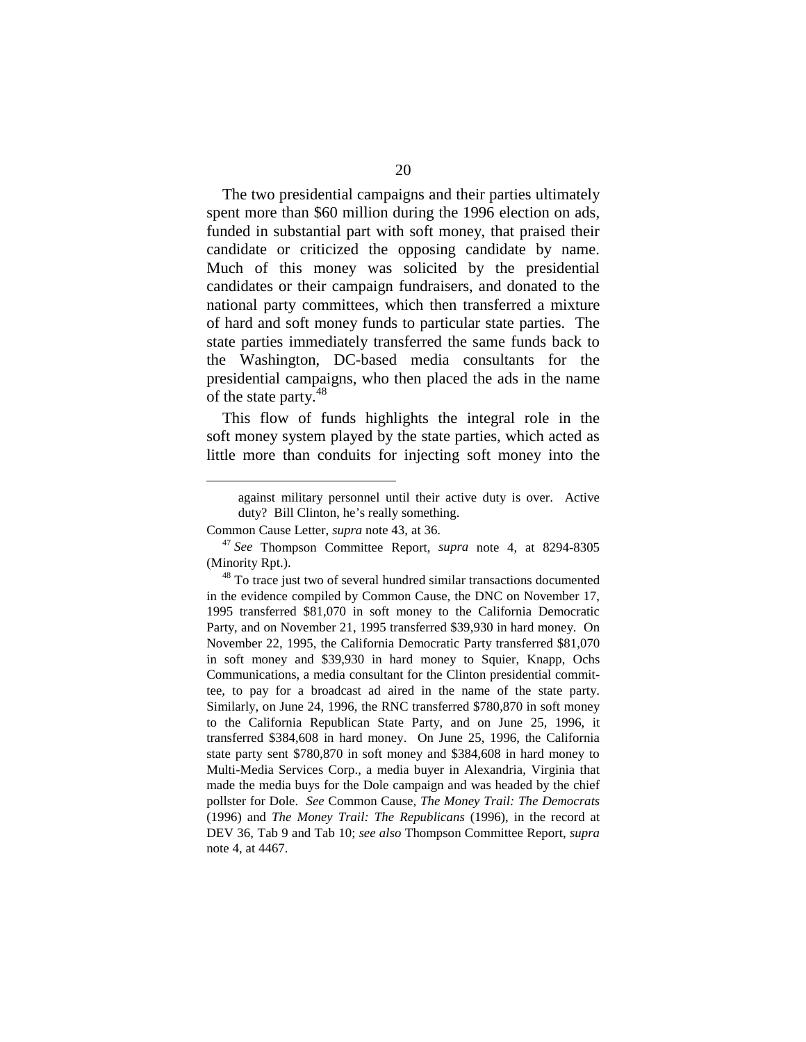The two presidential campaigns and their parties ultimately spent more than $60 million during the 1996 election on ads, funded in substantial part with soft money, that praised their candidate or criticized the opposing candidate by name. Much of this money was solicited by the presidential candidates or their campaign fundraisers, and donated to the national party committees, which then transferred a mixture of hard and soft money funds to particular state parties. The state parties immediately transferred the same funds back to the Washington, DC-based media consultants for the presidential campaigns, who then placed the ads in the name of the state party.[48]

This flow of funds highlights the integral role in the soft money system played by the state parties, which acted as little more than conduits for injecting soft money into the

---

> against military personnel until their active duty is over. Active duty? Bill Clinton, he's really something.

Common Cause Letter, *supra* note 43, at 36.

[47] *See* Thompson Committee Report, *supra* note 4, at 8294-8305 (Minority Rpt.).

[48] To trace just two of several hundred similar transactions documented in the evidence compiled by Common Cause, the DNC on November 17, 1995 transferred $81,070 in soft money to the California Democratic Party, and on November 21, 1995 transferred $39,930 in hard money. On November 22, 1995, the California Democratic Party transferred $81,070 in soft money and $39,930 in hard money to Squier, Knapp, Ochs Communications, a media consultant for the Clinton presidential committee, to pay for a broadcast ad aired in the name of the state party. Similarly, on June 24, 1996, the RNC transferred $780,870 in soft money to the California Republican State Party, and on June 25, 1996, it transferred $384,608 in hard money. On June 25, 1996, the California state party sent $780,870 in soft money and $384,608 in hard money to Multi-Media Services Corp., a media buyer in Alexandria, Virginia that made the media buys for the Dole campaign and was headed by the chief pollster for Dole. *See* Common Cause, *The Money Trail: The Democrats* (1996) and *The Money Trail: The Republicans* (1996), in the record at DEV 36, Tab 9 and Tab 10; *see also* Thompson Committee Report, *supra* note 4, at 4467.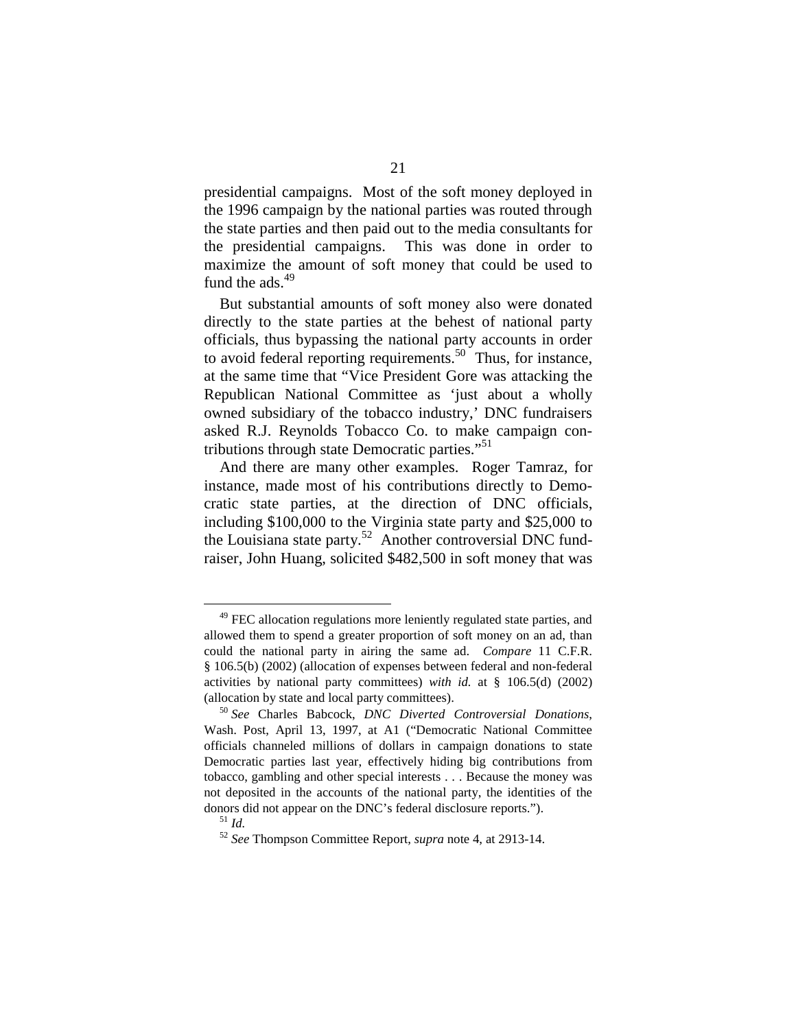presidential campaigns. Most of the soft money deployed in the 1996 campaign by the national parties was routed through the state parties and then paid out to the media consultants for the presidential campaigns. This was done in order to maximize the amount of soft money that could be used to fund the ads.[49]

But substantial amounts of soft money also were donated directly to the state parties at the behest of national party officials, thus bypassing the national party accounts in order to avoid federal reporting requirements.[50] Thus, for instance, at the same time that "Vice President Gore was attacking the Republican National Committee as 'just about a wholly owned subsidiary of the tobacco industry,' DNC fundraisers asked R.J. Reynolds Tobacco Co. to make campaign contributions through state Democratic parties."[51]

And there are many other examples. Roger Tamraz, for instance, made most of his contributions directly to Democratic state parties, at the direction of DNC officials, including $100,000 to the Virginia state party and $25,000 to the Louisiana state party.[52] Another controversial DNC fundraiser, John Huang, solicited $482,500 in soft money that was

---

[49] FEC allocation regulations more leniently regulated state parties, and allowed them to spend a greater proportion of soft money on an ad, than could the national party in airing the same ad. *Compare* 11 C.F.R. § 106.5(b) (2002) (allocation of expenses between federal and non-federal activities by national party committees) *with id.* at § 106.5(d) (2002) (allocation by state and local party committees).

[50] *See* Charles Babcock, *DNC Diverted Controversial Donations*, Wash. Post, April 13, 1997, at A1 ("Democratic National Committee officials channeled millions of dollars in campaign donations to state Democratic parties last year, effectively hiding big contributions from tobacco, gambling and other special interests . . . Because the money was not deposited in the accounts of the national party, the identities of the donors did not appear on the DNC's federal disclosure reports.").

[51] *Id.*

[52] *See* Thompson Committee Report, *supra* note 4, at 2913-14.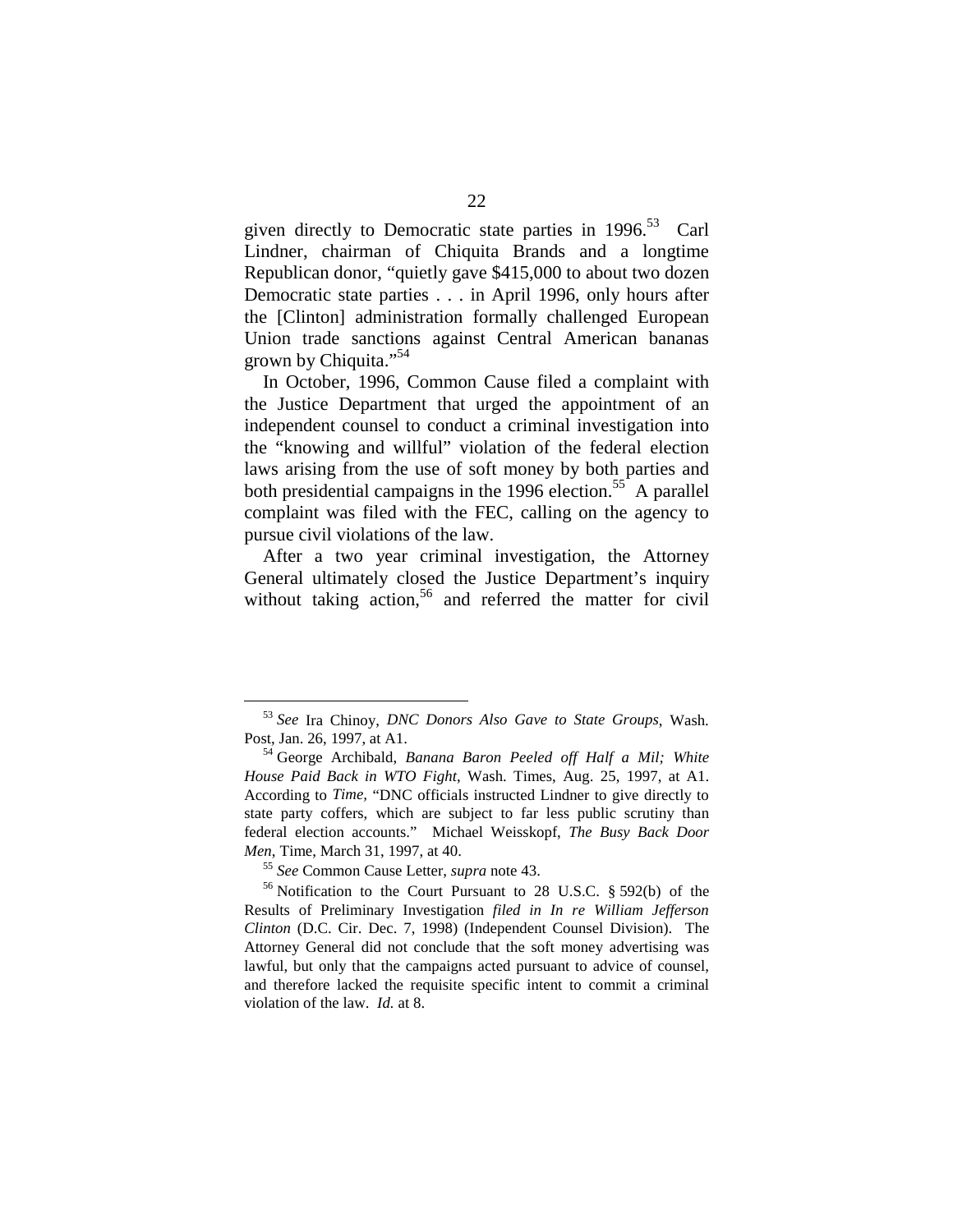given directly to Democratic state parties in 1996.[53] Carl Lindner, chairman of Chiquita Brands and a longtime Republican donor, "quietly gave $415,000 to about two dozen Democratic state parties . . . in April 1996, only hours after the [Clinton] administration formally challenged European Union trade sanctions against Central American bananas grown by Chiquita."[54]

In October, 1996, Common Cause filed a complaint with the Justice Department that urged the appointment of an independent counsel to conduct a criminal investigation into the "knowing and willful" violation of the federal election laws arising from the use of soft money by both parties and both presidential campaigns in the 1996 election.[55] A parallel complaint was filed with the FEC, calling on the agency to pursue civil violations of the law.

After a two year criminal investigation, the Attorney General ultimately closed the Justice Department's inquiry without taking action,[56] and referred the matter for civil

---

[53] *See* Ira Chinoy, *DNC Donors Also Gave to State Groups*, Wash. Post, Jan. 26, 1997, at A1.

[54] George Archibald, *Banana Baron Peeled off Half a Mil; White House Paid Back in WTO Fight*, Wash. Times, Aug. 25, 1997, at A1. According to *Time*, "DNC officials instructed Lindner to give directly to state party coffers, which are subject to far less public scrutiny than federal election accounts." Michael Weisskopf, *The Busy Back Door Men*, Time, March 31, 1997, at 40.

[55] *See* Common Cause Letter, *supra* note 43.

[56] Notification to the Court Pursuant to 28 U.S.C. § 592(b) of the Results of Preliminary Investigation *filed in In re William Jefferson Clinton* (D.C. Cir. Dec. 7, 1998) (Independent Counsel Division). The Attorney General did not conclude that the soft money advertising was lawful, but only that the campaigns acted pursuant to advice of counsel, and therefore lacked the requisite specific intent to commit a criminal violation of the law. *Id.* at 8.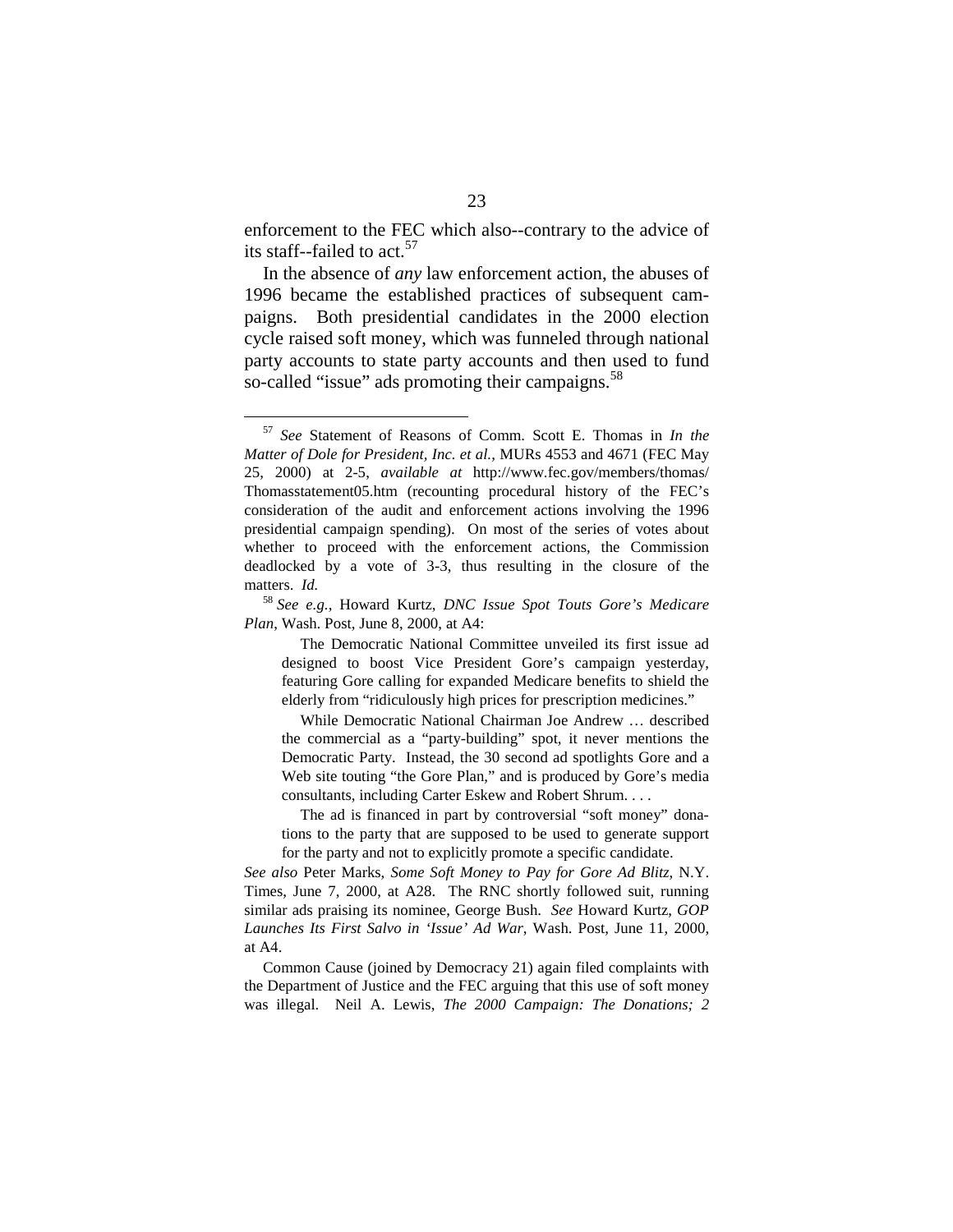enforcement to the FEC which also--contrary to the advice of its staff--failed to act.[57]

In the absence of *any* law enforcement action, the abuses of 1996 became the established practices of subsequent campaigns. Both presidential candidates in the 2000 election cycle raised soft money, which was funneled through national party accounts to state party accounts and then used to fund so-called "issue" ads promoting their campaigns.[58]

---

[57] *See* Statement of Reasons of Comm. Scott E. Thomas in *In the Matter of Dole for President, Inc. et al.*, MURs 4553 and 4671 (FEC May 25, 2000) at 2-5, *available at* http://www.fec.gov/members/thomas/Thomasstatement05.htm (recounting procedural history of the FEC's consideration of the audit and enforcement actions involving the 1996 presidential campaign spending). On most of the series of votes about whether to proceed with the enforcement actions, the Commission deadlocked by a vote of 3-3, thus resulting in the closure of the matters. *Id.*

[58] *See e.g.*, Howard Kurtz, *DNC Issue Spot Touts Gore's Medicare Plan*, Wash. Post, June 8, 2000, at A4:

> The Democratic National Committee unveiled its first issue ad designed to boost Vice President Gore's campaign yesterday, featuring Gore calling for expanded Medicare benefits to shield the elderly from "ridiculously high prices for prescription medicines."
>
> While Democratic National Chairman Joe Andrew … described the commercial as a "party-building" spot, it never mentions the Democratic Party. Instead, the 30 second ad spotlights Gore and a Web site touting "the Gore Plan," and is produced by Gore's media consultants, including Carter Eskew and Robert Shrum. . . .
>
> The ad is financed in part by controversial "soft money" donations to the party that are supposed to be used to generate support for the party and not to explicitly promote a specific candidate.

*See also* Peter Marks, *Some Soft Money to Pay for Gore Ad Blitz*, N.Y. Times, June 7, 2000, at A28. The RNC shortly followed suit, running similar ads praising its nominee, George Bush. *See* Howard Kurtz, *GOP Launches Its First Salvo in 'Issue' Ad War*, Wash. Post, June 11, 2000, at A4.

Common Cause (joined by Democracy 21) again filed complaints with the Department of Justice and the FEC arguing that this use of soft money was illegal. Neil A. Lewis, *The 2000 Campaign: The Donations; 2*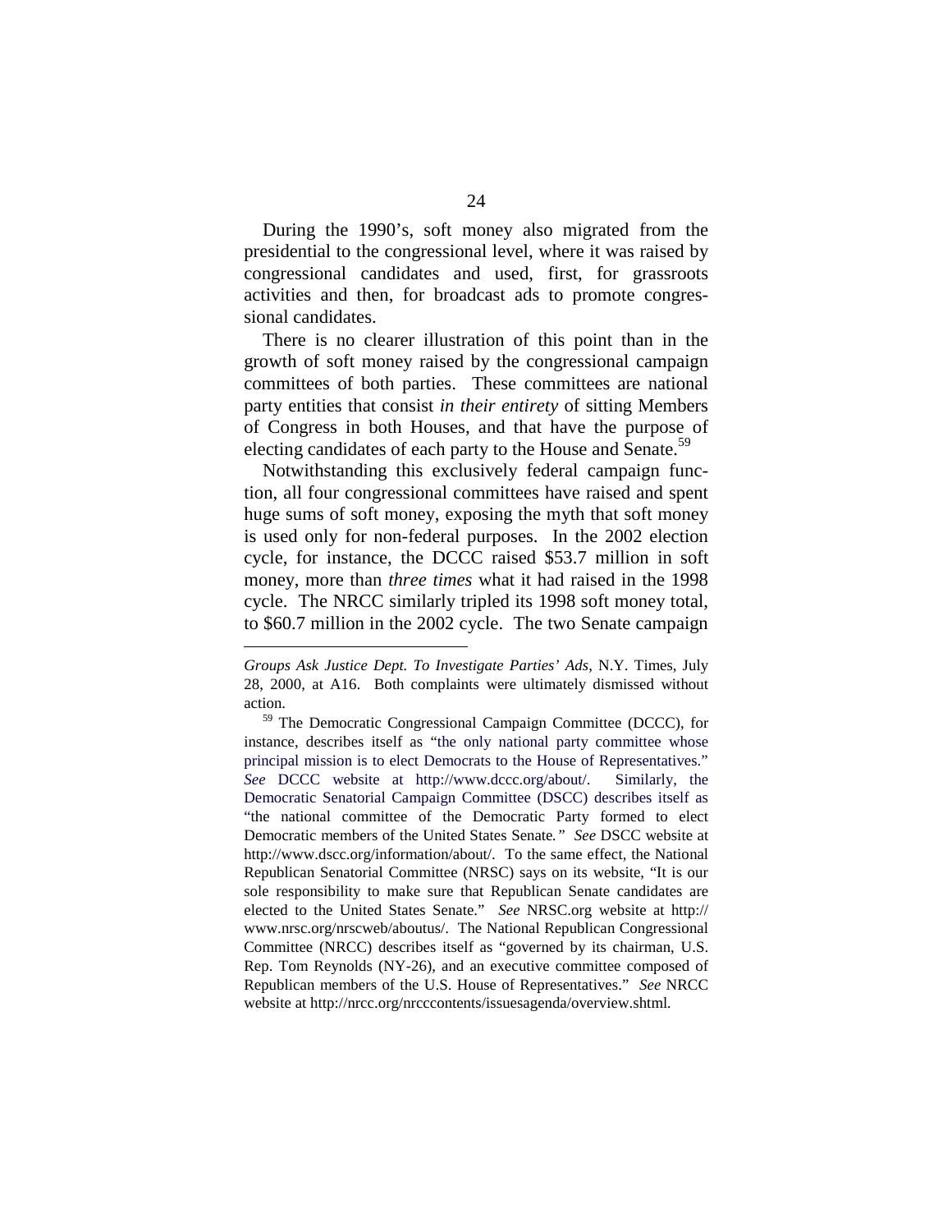During the 1990's, soft money also migrated from the presidential to the congressional level, where it was raised by congressional candidates and used, first, for grassroots activities and then, for broadcast ads to promote congressional candidates.

There is no clearer illustration of this point than in the growth of soft money raised by the congressional campaign committees of both parties. These committees are national party entities that consist *in their entirety* of sitting Members of Congress in both Houses, and that have the purpose of electing candidates of each party to the House and Senate.[59]

Notwithstanding this exclusively federal campaign function, all four congressional committees have raised and spent huge sums of soft money, exposing the myth that soft money is used only for non-federal purposes. In the 2002 election cycle, for instance, the DCCC raised $53.7 million in soft money, more than *three times* what it had raised in the 1998 cycle. The NRCC similarly tripled its 1998 soft money total, to $60.7 million in the 2002 cycle. The two Senate campaign

---

*Groups Ask Justice Dept. To Investigate Parties' Ads*, N.Y. Times, July 28, 2000, at A16. Both complaints were ultimately dismissed without action.

[59] The Democratic Congressional Campaign Committee (DCCC), for instance, describes itself as "the only national party committee whose principal mission is to elect Democrats to the House of Representatives." *See* DCCC website at http://www.dccc.org/about/. Similarly, the Democratic Senatorial Campaign Committee (DSCC) describes itself as "the national committee of the Democratic Party formed to elect Democratic members of the United States Senate." *See* DSCC website at http://www.dscc.org/information/about/. To the same effect, the National Republican Senatorial Committee (NRSC) says on its website, "It is our sole responsibility to make sure that Republican Senate candidates are elected to the United States Senate." *See* NRSC.org website at http://www.nrsc.org/nrscweb/aboutus/. The National Republican Congressional Committee (NRCC) describes itself as "governed by its chairman, U.S. Rep. Tom Reynolds (NY-26), and an executive committee composed of Republican members of the U.S. House of Representatives." *See* NRCC website at http://nrcc.org/nrcccontents/issuesagenda/overview.shtml.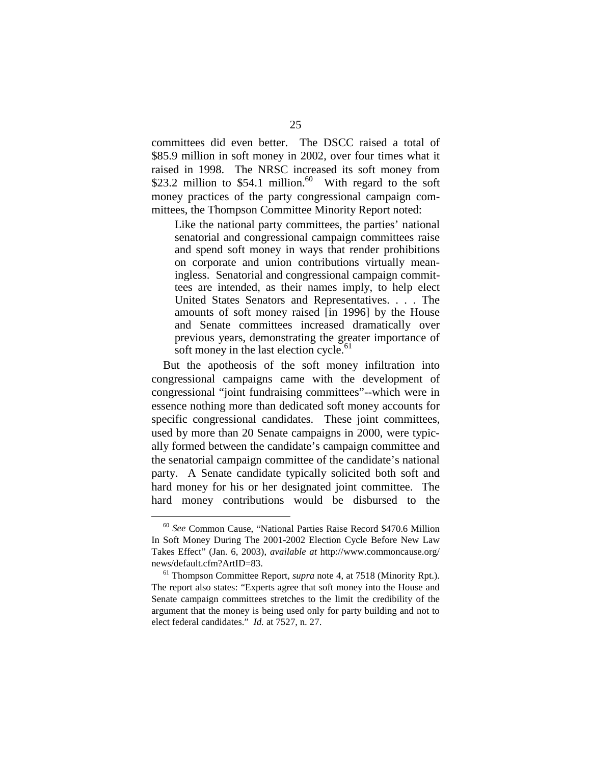committees did even better. The DSCC raised a total of \$85.9 million in soft money in 2002, over four times what it raised in 1998. The NRSC increased its soft money from \$23.2 million to \$54.1 million.[60] With regard to the soft money practices of the party congressional campaign committees, the Thompson Committee Minority Report noted:

> Like the national party committees, the parties' national senatorial and congressional campaign committees raise and spend soft money in ways that render prohibitions on corporate and union contributions virtually meaningless. Senatorial and congressional campaign committees are intended, as their names imply, to help elect United States Senators and Representatives. . . . The amounts of soft money raised [in 1996] by the House and Senate committees increased dramatically over previous years, demonstrating the greater importance of soft money in the last election cycle.[61]

But the apotheosis of the soft money infiltration into congressional campaigns came with the development of congressional "joint fundraising committees"--which were in essence nothing more than dedicated soft money accounts for specific congressional candidates. These joint committees, used by more than 20 Senate campaigns in 2000, were typically formed between the candidate's campaign committee and the senatorial campaign committee of the candidate's national party. A Senate candidate typically solicited both soft and hard money for his or her designated joint committee. The hard money contributions would be disbursed to the

---

[60] *See* Common Cause, "National Parties Raise Record \$470.6 Million In Soft Money During The 2001-2002 Election Cycle Before New Law Takes Effect" (Jan. 6, 2003), *available at* http://www.commoncause.org/news/default.cfm?ArtID=83.

[61] Thompson Committee Report, *supra* note 4, at 7518 (Minority Rpt.). The report also states: "Experts agree that soft money into the House and Senate campaign committees stretches to the limit the credibility of the argument that the money is being used only for party building and not to elect federal candidates." *Id.* at 7527, n. 27.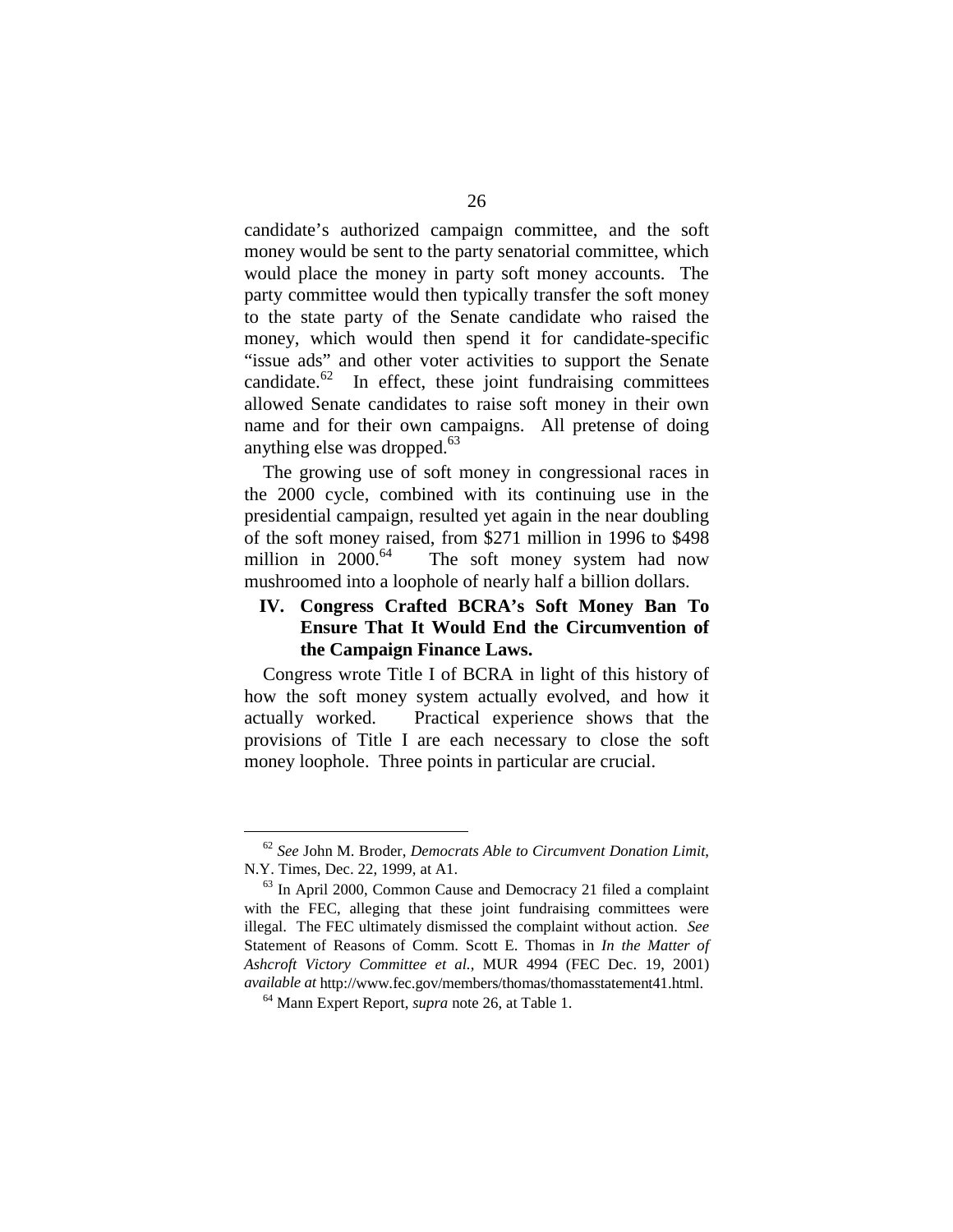candidate's authorized campaign committee, and the soft money would be sent to the party senatorial committee, which would place the money in party soft money accounts. The party committee would then typically transfer the soft money to the state party of the Senate candidate who raised the money, which would then spend it for candidate-specific "issue ads" and other voter activities to support the Senate candidate.[62] In effect, these joint fundraising committees allowed Senate candidates to raise soft money in their own name and for their own campaigns. All pretense of doing anything else was dropped.[63]

The growing use of soft money in congressional races in the 2000 cycle, combined with its continuing use in the presidential campaign, resulted yet again in the near doubling of the soft money raised, from $271 million in 1996 to $498 million in 2000.[64] The soft money system had now mushroomed into a loophole of nearly half a billion dollars.

## IV. Congress Crafted BCRA's Soft Money Ban To Ensure That It Would End the Circumvention of the Campaign Finance Laws.

Congress wrote Title I of BCRA in light of this history of how the soft money system actually evolved, and how it actually worked. Practical experience shows that the provisions of Title I are each necessary to close the soft money loophole. Three points in particular are crucial.

---

[62] *See* John M. Broder, *Democrats Able to Circumvent Donation Limit*, N.Y. Times, Dec. 22, 1999, at A1.

[63] In April 2000, Common Cause and Democracy 21 filed a complaint with the FEC, alleging that these joint fundraising committees were illegal. The FEC ultimately dismissed the complaint without action. *See* Statement of Reasons of Comm. Scott E. Thomas in *In the Matter of Ashcroft Victory Committee et al.*, MUR 4994 (FEC Dec. 19, 2001) *available at* http://www.fec.gov/members/thomas/thomasstatement41.html.

[64] Mann Expert Report, *supra* note 26, at Table 1.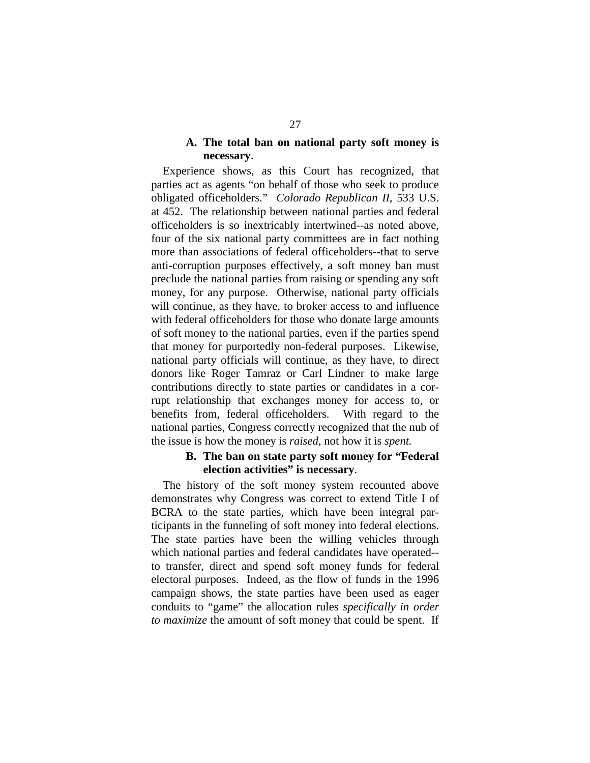### A. The total ban on national party soft money is necessary.

Experience shows, as this Court has recognized, that parties act as agents "on behalf of those who seek to produce obligated officeholders." *Colorado Republican II*, 533 U.S. at 452. The relationship between national parties and federal officeholders is so inextricably intertwined--as noted above, four of the six national party committees are in fact nothing more than associations of federal officeholders--that to serve anti-corruption purposes effectively, a soft money ban must preclude the national parties from raising or spending any soft money, for any purpose. Otherwise, national party officials will continue, as they have, to broker access to and influence with federal officeholders for those who donate large amounts of soft money to the national parties, even if the parties spend that money for purportedly non-federal purposes. Likewise, national party officials will continue, as they have, to direct donors like Roger Tamraz or Carl Lindner to make large contributions directly to state parties or candidates in a corrupt relationship that exchanges money for access to, or benefits from, federal officeholders. With regard to the national parties, Congress correctly recognized that the nub of the issue is how the money is *raised*, not how it is *spent.*

### B. The ban on state party soft money for "Federal election activities" is necessary.

The history of the soft money system recounted above demonstrates why Congress was correct to extend Title I of BCRA to the state parties, which have been integral participants in the funneling of soft money into federal elections. The state parties have been the willing vehicles through which national parties and federal candidates have operated--to transfer, direct and spend soft money funds for federal electoral purposes. Indeed, as the flow of funds in the 1996 campaign shows, the state parties have been used as eager conduits to "game" the allocation rules *specifically in order to maximize* the amount of soft money that could be spent. If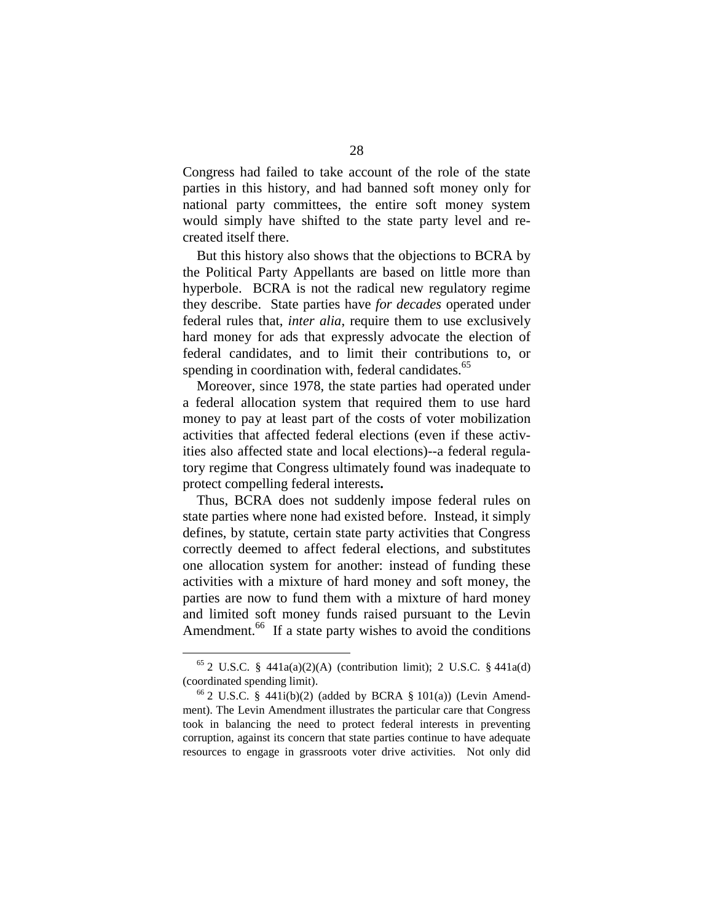Congress had failed to take account of the role of the state parties in this history, and had banned soft money only for national party committees, the entire soft money system would simply have shifted to the state party level and re-created itself there.

But this history also shows that the objections to BCRA by the Political Party Appellants are based on little more than hyperbole. BCRA is not the radical new regulatory regime they describe. State parties have *for decades* operated under federal rules that, *inter alia*, require them to use exclusively hard money for ads that expressly advocate the election of federal candidates, and to limit their contributions to, or spending in coordination with, federal candidates.[65]

Moreover, since 1978, the state parties had operated under a federal allocation system that required them to use hard money to pay at least part of the costs of voter mobilization activities that affected federal elections (even if these activities also affected state and local elections)--a federal regulatory regime that Congress ultimately found was inadequate to protect compelling federal interests**.**

Thus, BCRA does not suddenly impose federal rules on state parties where none had existed before. Instead, it simply defines, by statute, certain state party activities that Congress correctly deemed to affect federal elections, and substitutes one allocation system for another: instead of funding these activities with a mixture of hard money and soft money, the parties are now to fund them with a mixture of hard money and limited soft money funds raised pursuant to the Levin Amendment.[66] If a state party wishes to avoid the conditions

---

[65] 2 U.S.C. § 441a(a)(2)(A) (contribution limit); 2 U.S.C. § 441a(d) (coordinated spending limit).

[66] 2 U.S.C. § 441i(b)(2) (added by BCRA § 101(a)) (Levin Amendment). The Levin Amendment illustrates the particular care that Congress took in balancing the need to protect federal interests in preventing corruption, against its concern that state parties continue to have adequate resources to engage in grassroots voter drive activities. Not only did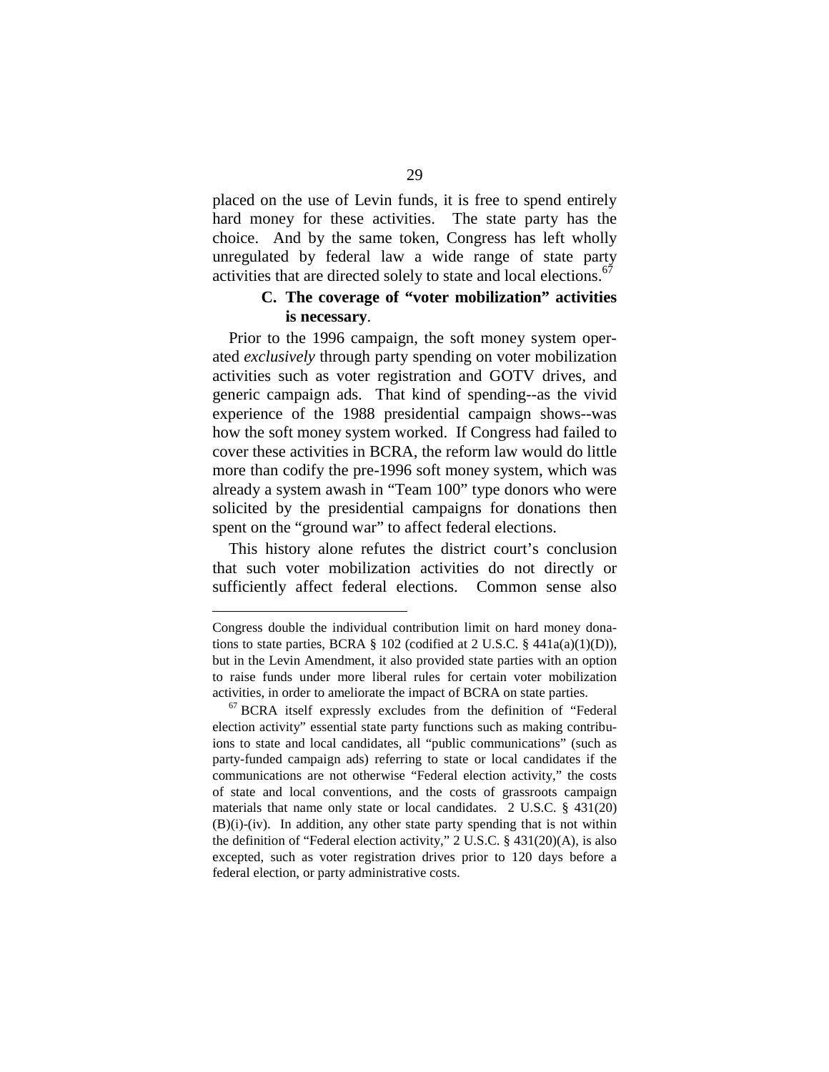placed on the use of Levin funds, it is free to spend entirely hard money for these activities. The state party has the choice. And by the same token, Congress has left wholly unregulated by federal law a wide range of state party activities that are directed solely to state and local elections.[67]

### C. The coverage of "voter mobilization" activities is necessary.

Prior to the 1996 campaign, the soft money system operated *exclusively* through party spending on voter mobilization activities such as voter registration and GOTV drives, and generic campaign ads. That kind of spending--as the vivid experience of the 1988 presidential campaign shows--was how the soft money system worked. If Congress had failed to cover these activities in BCRA, the reform law would do little more than codify the pre-1996 soft money system, which was already a system awash in "Team 100" type donors who were solicited by the presidential campaigns for donations then spent on the "ground war" to affect federal elections.

This history alone refutes the district court's conclusion that such voter mobilization activities do not directly or sufficiently affect federal elections. Common sense also

---

Congress double the individual contribution limit on hard money donations to state parties, BCRA § 102 (codified at 2 U.S.C. § 441a(a)(1)(D)), but in the Levin Amendment, it also provided state parties with an option to raise funds under more liberal rules for certain voter mobilization activities, in order to ameliorate the impact of BCRA on state parties.

[67] BCRA itself expressly excludes from the definition of "Federal election activity" essential state party functions such as making contributions to state and local candidates, all "public communications" (such as party-funded campaign ads) referring to state or local candidates if the communications are not otherwise "Federal election activity," the costs of state and local conventions, and the costs of grassroots campaign materials that name only state or local candidates. 2 U.S.C. § 431(20)(B)(i)-(iv). In addition, any other state party spending that is not within the definition of "Federal election activity," 2 U.S.C. § 431(20)(A), is also excepted, such as voter registration drives prior to 120 days before a federal election, or party administrative costs.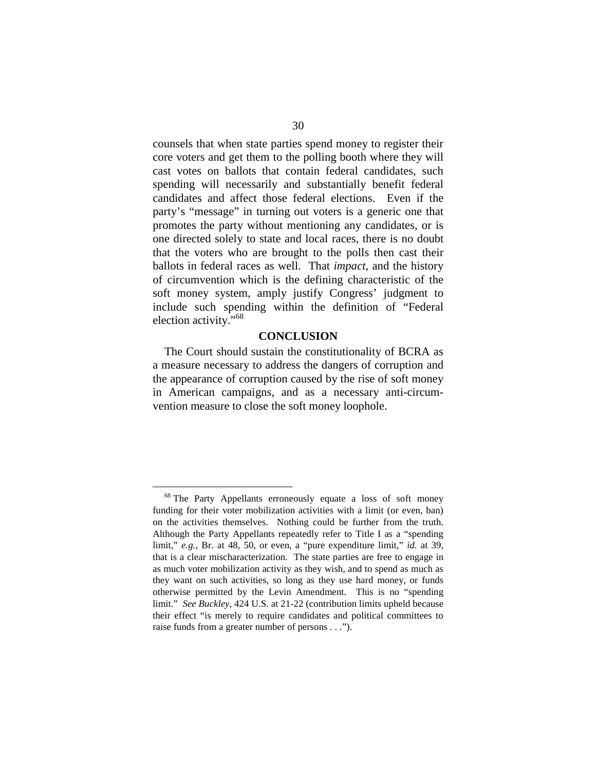counsels that when state parties spend money to register their core voters and get them to the polling booth where they will cast votes on ballots that contain federal candidates, such spending will necessarily and substantially benefit federal candidates and affect those federal elections. Even if the party's "message" in turning out voters is a generic one that promotes the party without mentioning any candidates, or is one directed solely to state and local races, there is no doubt that the voters who are brought to the polls then cast their ballots in federal races as well. That *impact*, and the history of circumvention which is the defining characteristic of the soft money system, amply justify Congress' judgment to include such spending within the definition of "Federal election activity."[68]

## CONCLUSION

The Court should sustain the constitutionality of BCRA as a measure necessary to address the dangers of corruption and the appearance of corruption caused by the rise of soft money in American campaigns, and as a necessary anti-circumvention measure to close the soft money loophole.

---

[68] The Party Appellants erroneously equate a loss of soft money funding for their voter mobilization activities with a limit (or even, ban) on the activities themselves. Nothing could be further from the truth. Although the Party Appellants repeatedly refer to Title I as a "spending limit," *e.g.*, Br. at 48, 50, or even, a "pure expenditure limit," *id.* at 39, that is a clear mischaracterization. The state parties are free to engage in as much voter mobilization activity as they wish, and to spend as much as they want on such activities, so long as they use hard money, or funds otherwise permitted by the Levin Amendment. This is no "spending limit." *See Buckley*, 424 U.S. at 21-22 (contribution limits upheld because their effect "is merely to require candidates and political committees to raise funds from a greater number of persons . . .").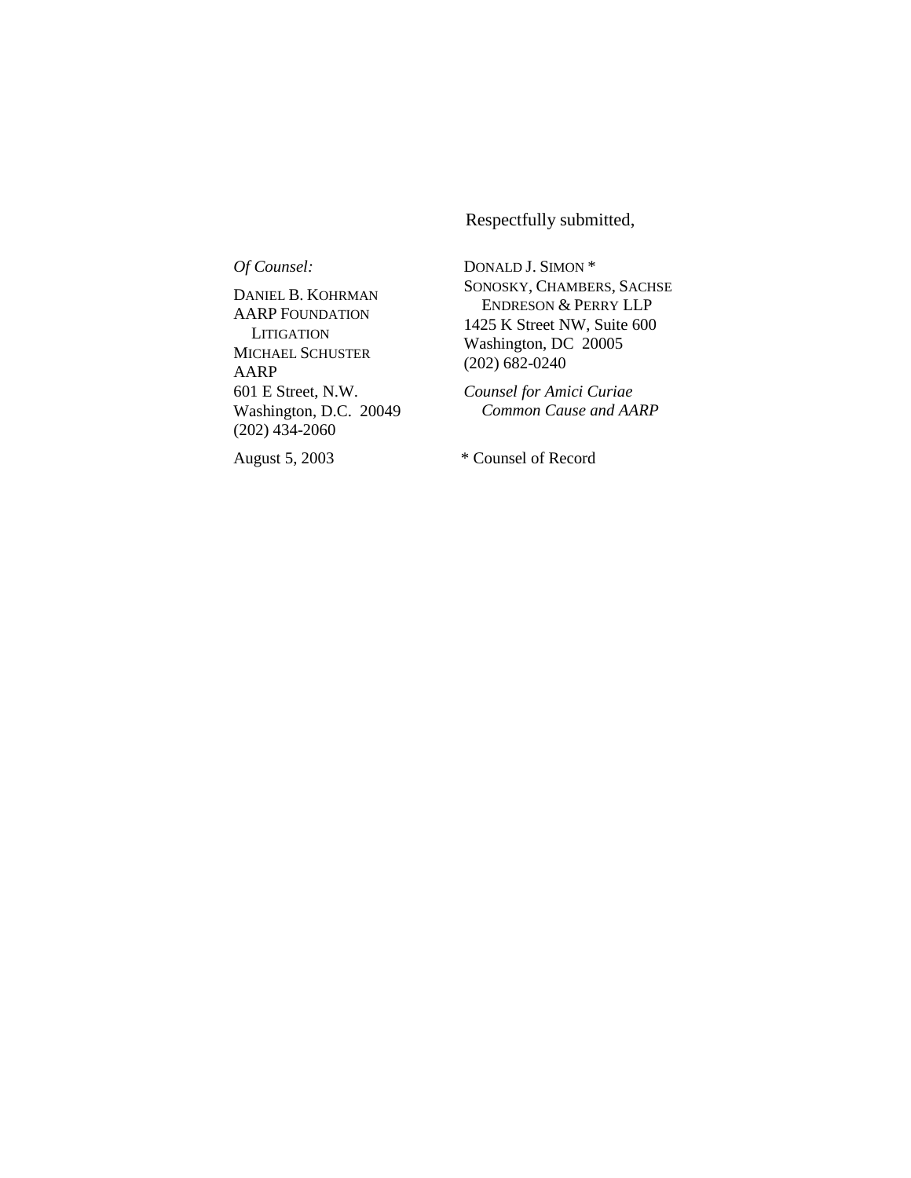Respectfully submitted,

*Of Counsel:*

DANIEL B. KOHRMAN
AARP FOUNDATION
LITIGATION
MICHAEL SCHUSTER
AARP
601 E Street, N.W.
Washington, D.C. 20049
(202) 434-2060

August 5, 2003

DONALD J. SIMON *
SONOSKY, CHAMBERS, SACHSE
ENDRESON & PERRY LLP
1425 K Street NW, Suite 600
Washington, DC 20005
(202) 682-0240

*Counsel for Amici Curiae Common Cause and AARP*

* Counsel of Record